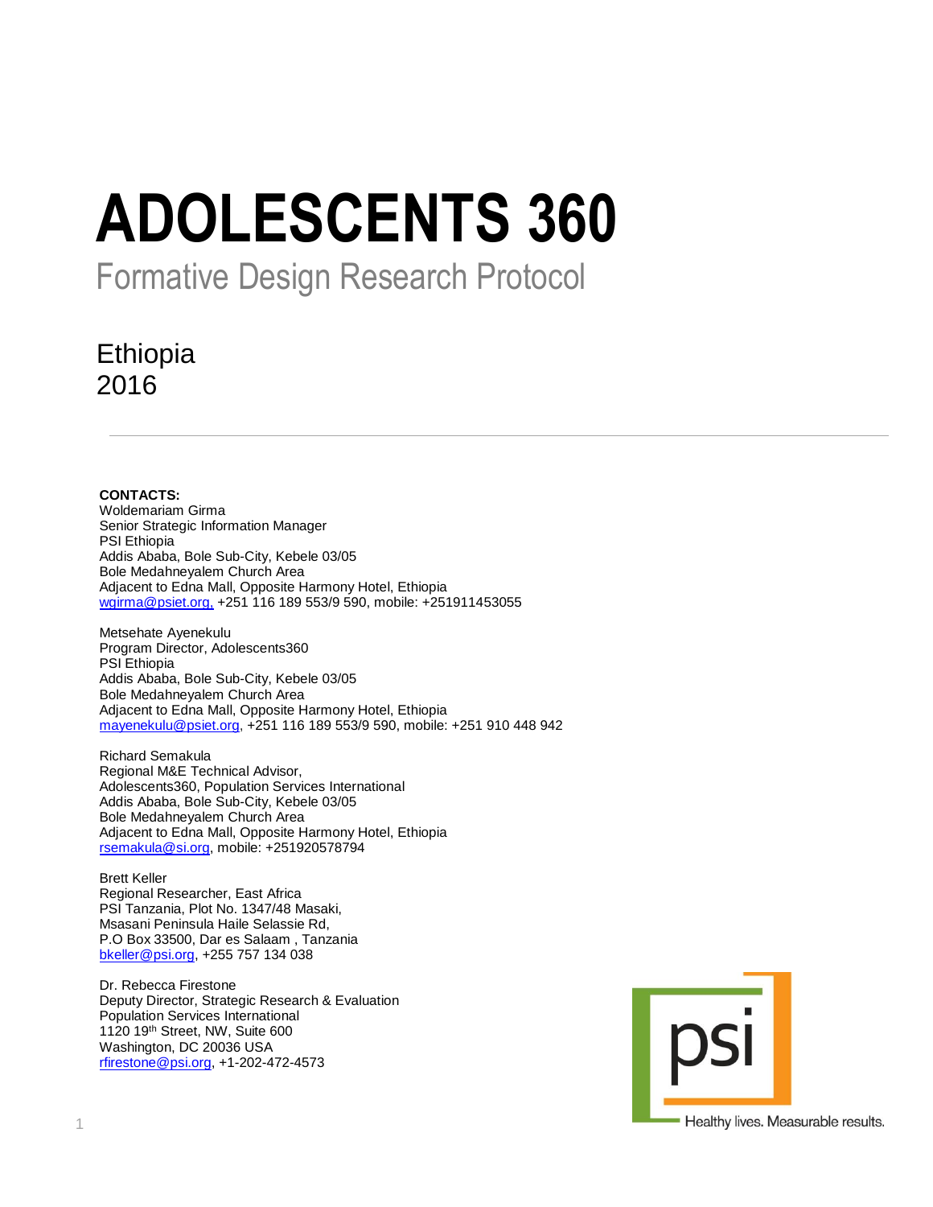# ADOLESCENTS 360

## Formative Design Research Protocol

Ethiopia
2016

---

**CONTACTS:**

Woldemariam Girma
Senior Strategic Information Manager
PSI Ethiopia
Addis Ababa, Bole Sub-City, Kebele 03/05
Bole Medahneyalem Church Area
Adjacent to Edna Mall, Opposite Harmony Hotel, Ethiopia
wgirma@psiet.org, +251 116 189 553/9 590, mobile: +251911453055

Metsehate Ayenekulu
Program Director, Adolescents360
PSI Ethiopia
Addis Ababa, Bole Sub-City, Kebele 03/05
Bole Medahneyalem Church Area
Adjacent to Edna Mall, Opposite Harmony Hotel, Ethiopia
mayenekulu@psiet.org, +251 116 189 553/9 590, mobile: +251 910 448 942

Richard Semakula
Regional M&E Technical Advisor,
Adolescents360, Population Services International
Addis Ababa, Bole Sub-City, Kebele 03/05
Bole Medahneyalem Church Area
Adjacent to Edna Mall, Opposite Harmony Hotel, Ethiopia
rsemakula@si.org, mobile: +251920578794

Brett Keller
Regional Researcher, East Africa
PSI Tanzania, Plot No. 1347/48 Masaki,
Msasani Peninsula Haile Selassie Rd,
P.O Box 33500, Dar es Salaam , Tanzania
bkeller@psi.org, +255 757 134 038

Dr. Rebecca Firestone
Deputy Director, Strategic Research & Evaluation
Population Services International
1120 19th Street, NW, Suite 600
Washington, DC 20036 USA
rfirestone@psi.org, +1-202-472-4573

psi
Healthy lives. Measurable results.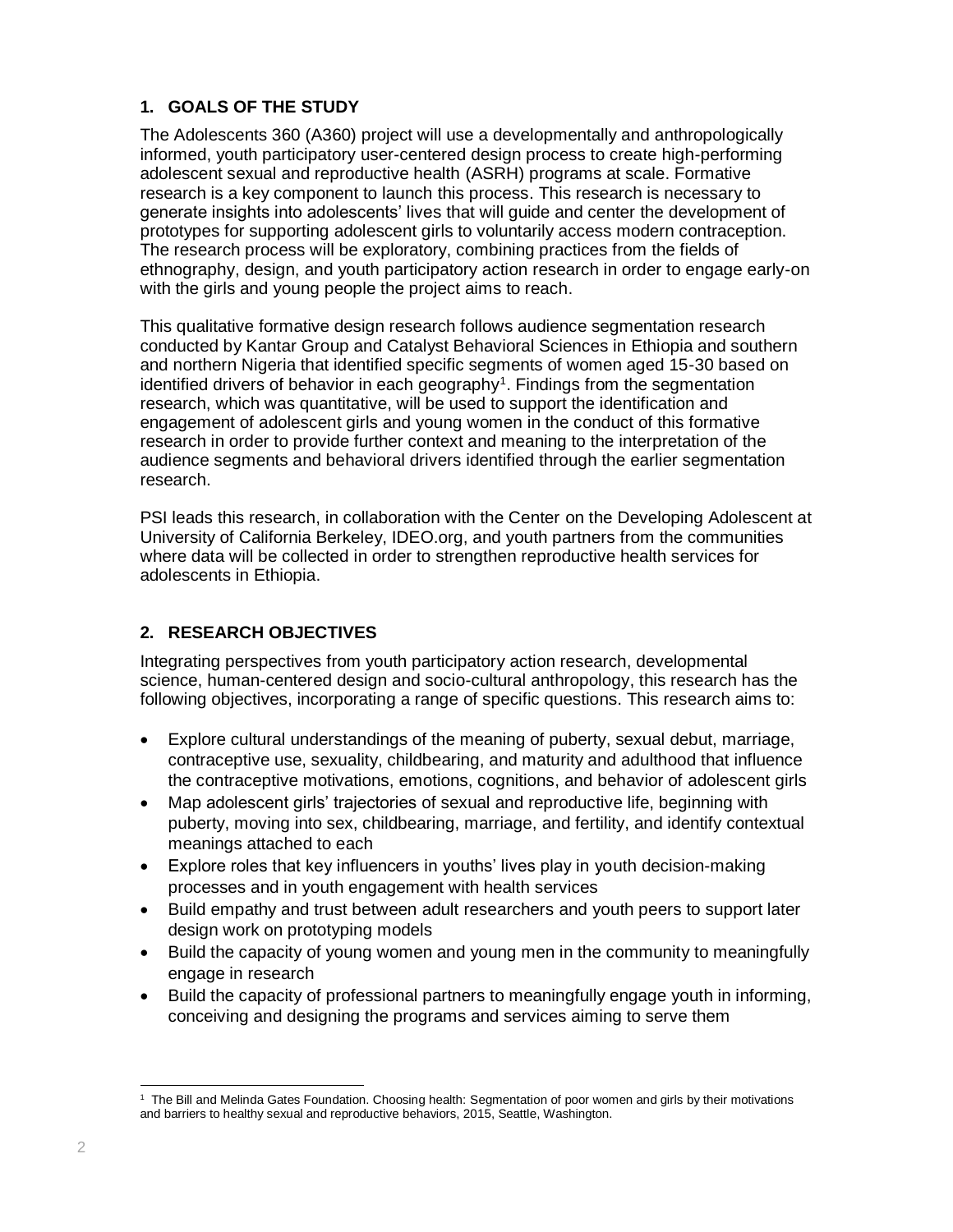## 1. GOALS OF THE STUDY

The Adolescents 360 (A360) project will use a developmentally and anthropologically informed, youth participatory user-centered design process to create high-performing adolescent sexual and reproductive health (ASRH) programs at scale. Formative research is a key component to launch this process. This research is necessary to generate insights into adolescents' lives that will guide and center the development of prototypes for supporting adolescent girls to voluntarily access modern contraception. The research process will be exploratory, combining practices from the fields of ethnography, design, and youth participatory action research in order to engage early-on with the girls and young people the project aims to reach.

This qualitative formative design research follows audience segmentation research conducted by Kantar Group and Catalyst Behavioral Sciences in Ethiopia and southern and northern Nigeria that identified specific segments of women aged 15-30 based on identified drivers of behavior in each geography[1]. Findings from the segmentation research, which was quantitative, will be used to support the identification and engagement of adolescent girls and young women in the conduct of this formative research in order to provide further context and meaning to the interpretation of the audience segments and behavioral drivers identified through the earlier segmentation research.

PSI leads this research, in collaboration with the Center on the Developing Adolescent at University of California Berkeley, IDEO.org, and youth partners from the communities where data will be collected in order to strengthen reproductive health services for adolescents in Ethiopia.

## 2. RESEARCH OBJECTIVES

Integrating perspectives from youth participatory action research, developmental science, human-centered design and socio-cultural anthropology, this research has the following objectives, incorporating a range of specific questions. This research aims to:

- Explore cultural understandings of the meaning of puberty, sexual debut, marriage, contraceptive use, sexuality, childbearing, and maturity and adulthood that influence the contraceptive motivations, emotions, cognitions, and behavior of adolescent girls
- Map adolescent girls' trajectories of sexual and reproductive life, beginning with puberty, moving into sex, childbearing, marriage, and fertility, and identify contextual meanings attached to each
- Explore roles that key influencers in youths' lives play in youth decision-making processes and in youth engagement with health services
- Build empathy and trust between adult researchers and youth peers to support later design work on prototyping models
- Build the capacity of young women and young men in the community to meaningfully engage in research
- Build the capacity of professional partners to meaningfully engage youth in informing, conceiving and designing the programs and services aiming to serve them

[1] The Bill and Melinda Gates Foundation. Choosing health: Segmentation of poor women and girls by their motivations and barriers to healthy sexual and reproductive behaviors, 2015, Seattle, Washington.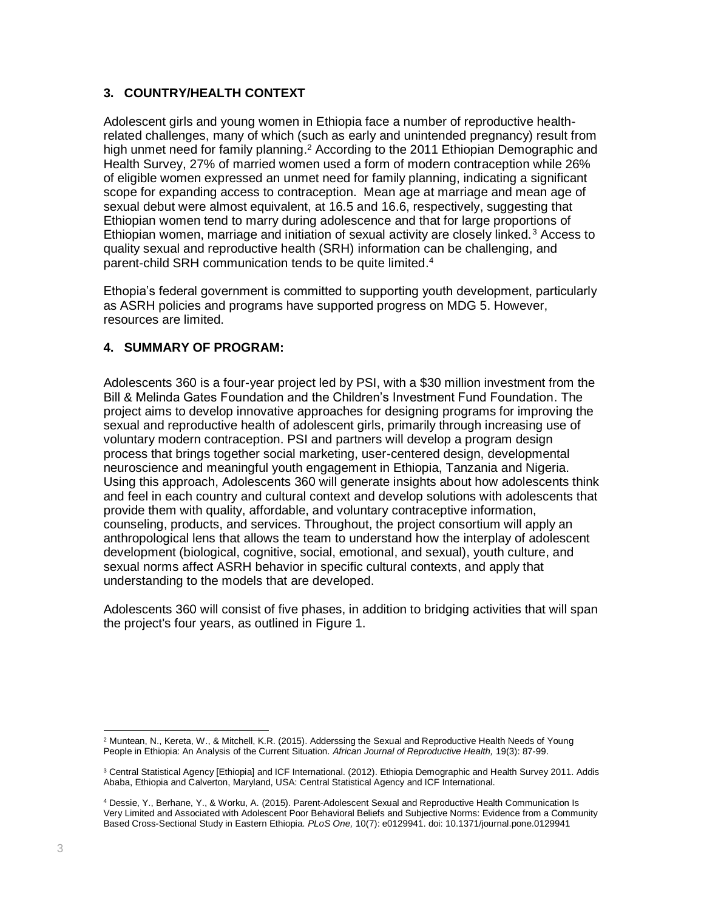## 3. COUNTRY/HEALTH CONTEXT

Adolescent girls and young women in Ethiopia face a number of reproductive health-related challenges, many of which (such as early and unintended pregnancy) result from high unmet need for family planning.[2] According to the 2011 Ethiopian Demographic and Health Survey, 27% of married women used a form of modern contraception while 26% of eligible women expressed an unmet need for family planning, indicating a significant scope for expanding access to contraception. Mean age at marriage and mean age of sexual debut were almost equivalent, at 16.5 and 16.6, respectively, suggesting that Ethiopian women tend to marry during adolescence and that for large proportions of Ethiopian women, marriage and initiation of sexual activity are closely linked.[3] Access to quality sexual and reproductive health (SRH) information can be challenging, and parent-child SRH communication tends to be quite limited.[4]

Ethopia's federal government is committed to supporting youth development, particularly as ASRH policies and programs have supported progress on MDG 5. However, resources are limited.

## 4. SUMMARY OF PROGRAM:

Adolescents 360 is a four-year project led by PSI, with a $30 million investment from the Bill & Melinda Gates Foundation and the Children's Investment Fund Foundation. The project aims to develop innovative approaches for designing programs for improving the sexual and reproductive health of adolescent girls, primarily through increasing use of voluntary modern contraception. PSI and partners will develop a program design process that brings together social marketing, user-centered design, developmental neuroscience and meaningful youth engagement in Ethiopia, Tanzania and Nigeria. Using this approach, Adolescents 360 will generate insights about how adolescents think and feel in each country and cultural context and develop solutions with adolescents that provide them with quality, affordable, and voluntary contraceptive information, counseling, products, and services. Throughout, the project consortium will apply an anthropological lens that allows the team to understand how the interplay of adolescent development (biological, cognitive, social, emotional, and sexual), youth culture, and sexual norms affect ASRH behavior in specific cultural contexts, and apply that understanding to the models that are developed.

Adolescents 360 will consist of five phases, in addition to bridging activities that will span the project's four years, as outlined in Figure 1.

---

[2] Muntean, N., Kereta, W., & Mitchell, K.R. (2015). Adderssing the Sexual and Reproductive Health Needs of Young People in Ethiopia: An Analysis of the Current Situation. *African Journal of Reproductive Health,* 19(3): 87-99.

[3] Central Statistical Agency [Ethiopia] and ICF International. (2012). Ethiopia Demographic and Health Survey 2011. Addis Ababa, Ethiopia and Calverton, Maryland, USA: Central Statistical Agency and ICF International.

[4] Dessie, Y., Berhane, Y., & Worku, A. (2015). Parent-Adolescent Sexual and Reproductive Health Communication Is Very Limited and Associated with Adolescent Poor Behavioral Beliefs and Subjective Norms: Evidence from a Community Based Cross-Sectional Study in Eastern Ethiopia. *PLoS One,* 10(7): e0129941. doi: 10.1371/journal.pone.0129941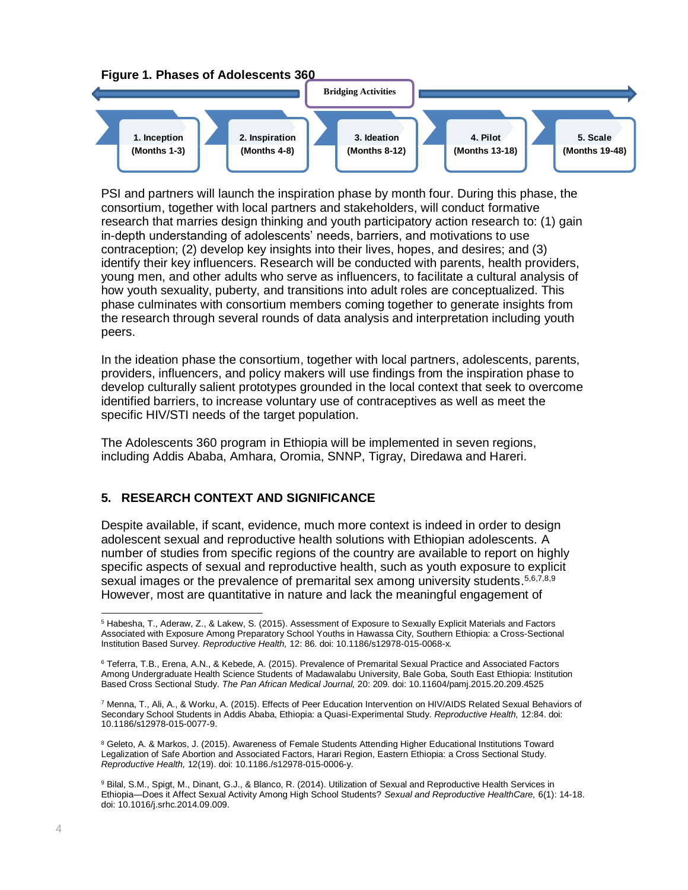**Figure 1. Phases of Adolescents 360**

Bridging Activities

1. Inception (Months 1-3)
2. Inspiration (Months 4-8)
3. Ideation (Months 8-12)
4. Pilot (Months 13-18)
5. Scale (Months 19-48)

PSI and partners will launch the inspiration phase by month four. During this phase, the consortium, together with local partners and stakeholders, will conduct formative research that marries design thinking and youth participatory action research to: (1) gain in-depth understanding of adolescents' needs, barriers, and motivations to use contraception; (2) develop key insights into their lives, hopes, and desires; and (3) identify their key influencers. Research will be conducted with parents, health providers, young men, and other adults who serve as influencers, to facilitate a cultural analysis of how youth sexuality, puberty, and transitions into adult roles are conceptualized. This phase culminates with consortium members coming together to generate insights from the research through several rounds of data analysis and interpretation including youth peers.

In the ideation phase the consortium, together with local partners, adolescents, parents, providers, influencers, and policy makers will use findings from the inspiration phase to develop culturally salient prototypes grounded in the local context that seek to overcome identified barriers, to increase voluntary use of contraceptives as well as meet the specific HIV/STI needs of the target population.

The Adolescents 360 program in Ethiopia will be implemented in seven regions, including Addis Ababa, Amhara, Oromia, SNNP, Tigray, Diredawa and Hareri.

## 5. RESEARCH CONTEXT AND SIGNIFICANCE

Despite available, if scant, evidence, much more context is indeed in order to design adolescent sexual and reproductive health solutions with Ethiopian adolescents. A number of studies from specific regions of the country are available to report on highly specific aspects of sexual and reproductive health, such as youth exposure to explicit sexual images or the prevalence of premarital sex among university students.[5,6,7,8,9] However, most are quantitative in nature and lack the meaningful engagement of

---

[5] Habesha, T., Aderaw, Z., & Lakew, S. (2015). Assessment of Exposure to Sexually Explicit Materials and Factors Associated with Exposure Among Preparatory School Youths in Hawassa City, Southern Ethiopia: a Cross-Sectional Institution Based Survey. *Reproductive Health,* 12: 86. doi: 10.1186/s12978-015-0068-x.

[6] Teferra, T.B., Erena, A.N., & Kebede, A. (2015). Prevalence of Premarital Sexual Practice and Associated Factors Among Undergraduate Health Science Students of Madawalabu University, Bale Goba, South East Ethiopia: Institution Based Cross Sectional Study. *The Pan African Medical Journal,* 20: 209. doi: 10.11604/pamj.2015.20.209.4525

[7] Menna, T., Ali, A., & Worku, A. (2015). Effects of Peer Education Intervention on HIV/AIDS Related Sexual Behaviors of Secondary School Students in Addis Ababa, Ethiopia: a Quasi-Experimental Study. *Reproductive Health,* 12:84. doi: 10.1186/s12978-015-0077-9.

[8] Geleto, A. & Markos, J. (2015). Awareness of Female Students Attending Higher Educational Institutions Toward Legalization of Safe Abortion and Associated Factors, Harari Region, Eastern Ethiopia: a Cross Sectional Study. *Reproductive Health,* 12(19). doi: 10.1186./s12978-015-0006-y.

[9] Bilal, S.M., Spigt, M., Dinant, G.J., & Blanco, R. (2014). Utilization of Sexual and Reproductive Health Services in Ethiopia—Does it Affect Sexual Activity Among High School Students? *Sexual and Reproductive HealthCare,* 6(1): 14-18. doi: 10.1016/j.srhc.2014.09.009.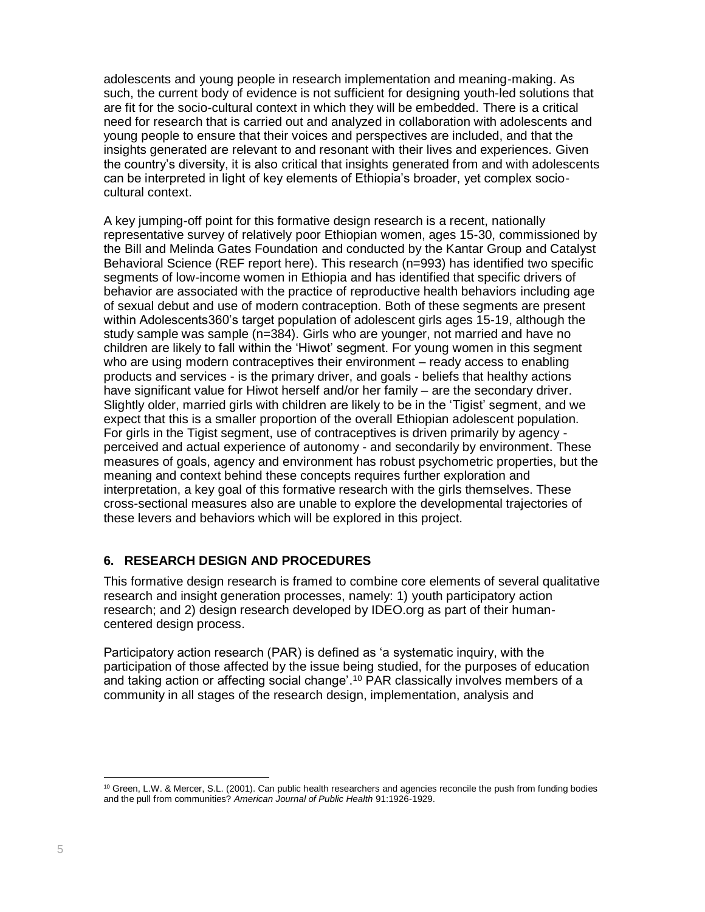adolescents and young people in research implementation and meaning-making. As such, the current body of evidence is not sufficient for designing youth-led solutions that are fit for the socio-cultural context in which they will be embedded. There is a critical need for research that is carried out and analyzed in collaboration with adolescents and young people to ensure that their voices and perspectives are included, and that the insights generated are relevant to and resonant with their lives and experiences. Given the country's diversity, it is also critical that insights generated from and with adolescents can be interpreted in light of key elements of Ethiopia's broader, yet complex socio-cultural context.

A key jumping-off point for this formative design research is a recent, nationally representative survey of relatively poor Ethiopian women, ages 15-30, commissioned by the Bill and Melinda Gates Foundation and conducted by the Kantar Group and Catalyst Behavioral Science (REF report here). This research (n=993) has identified two specific segments of low-income women in Ethiopia and has identified that specific drivers of behavior are associated with the practice of reproductive health behaviors including age of sexual debut and use of modern contraception. Both of these segments are present within Adolescents360's target population of adolescent girls ages 15-19, although the study sample was sample (n=384). Girls who are younger, not married and have no children are likely to fall within the 'Hiwot' segment. For young women in this segment who are using modern contraceptives their environment – ready access to enabling products and services - is the primary driver, and goals - beliefs that healthy actions have significant value for Hiwot herself and/or her family – are the secondary driver. Slightly older, married girls with children are likely to be in the 'Tigist' segment, and we expect that this is a smaller proportion of the overall Ethiopian adolescent population. For girls in the Tigist segment, use of contraceptives is driven primarily by agency - perceived and actual experience of autonomy - and secondarily by environment. These measures of goals, agency and environment has robust psychometric properties, but the meaning and context behind these concepts requires further exploration and interpretation, a key goal of this formative research with the girls themselves. These cross-sectional measures also are unable to explore the developmental trajectories of these levers and behaviors which will be explored in this project.

## 6. RESEARCH DESIGN AND PROCEDURES

This formative design research is framed to combine core elements of several qualitative research and insight generation processes, namely: 1) youth participatory action research; and 2) design research developed by IDEO.org as part of their human-centered design process.

Participatory action research (PAR) is defined as 'a systematic inquiry, with the participation of those affected by the issue being studied, for the purposes of education and taking action or affecting social change'.[10] PAR classically involves members of a community in all stages of the research design, implementation, analysis and

[10] Green, L.W. & Mercer, S.L. (2001). Can public health researchers and agencies reconcile the push from funding bodies and the pull from communities? *American Journal of Public Health* 91:1926-1929.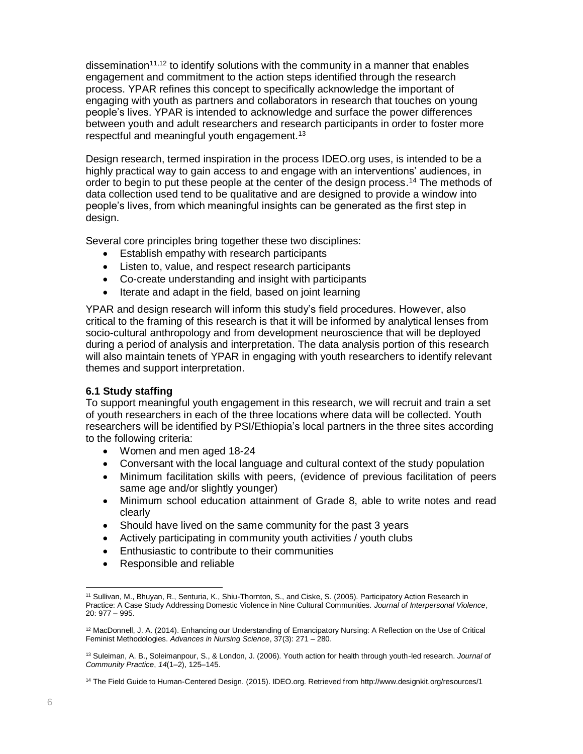dissemination[11,12] to identify solutions with the community in a manner that enables engagement and commitment to the action steps identified through the research process. YPAR refines this concept to specifically acknowledge the important of engaging with youth as partners and collaborators in research that touches on young people's lives. YPAR is intended to acknowledge and surface the power differences between youth and adult researchers and research participants in order to foster more respectful and meaningful youth engagement.[13]

Design research, termed inspiration in the process IDEO.org uses, is intended to be a highly practical way to gain access to and engage with an interventions' audiences, in order to begin to put these people at the center of the design process.[14] The methods of data collection used tend to be qualitative and are designed to provide a window into people's lives, from which meaningful insights can be generated as the first step in design.

Several core principles bring together these two disciplines:

- Establish empathy with research participants
- Listen to, value, and respect research participants
- Co-create understanding and insight with participants
- Iterate and adapt in the field, based on joint learning

YPAR and design research will inform this study's field procedures. However, also critical to the framing of this research is that it will be informed by analytical lenses from socio-cultural anthropology and from development neuroscience that will be deployed during a period of analysis and interpretation. The data analysis portion of this research will also maintain tenets of YPAR in engaging with youth researchers to identify relevant themes and support interpretation.

### 6.1 Study staffing

To support meaningful youth engagement in this research, we will recruit and train a set of youth researchers in each of the three locations where data will be collected. Youth researchers will be identified by PSI/Ethiopia's local partners in the three sites according to the following criteria:

- Women and men aged 18-24
- Conversant with the local language and cultural context of the study population
- Minimum facilitation skills with peers, (evidence of previous facilitation of peers same age and/or slightly younger)
- Minimum school education attainment of Grade 8, able to write notes and read clearly
- Should have lived on the same community for the past 3 years
- Actively participating in community youth activities / youth clubs
- Enthusiastic to contribute to their communities
- Responsible and reliable

---

[11] Sullivan, M., Bhuyan, R., Senturia, K., Shiu-Thornton, S., and Ciske, S. (2005). Participatory Action Research in Practice: A Case Study Addressing Domestic Violence in Nine Cultural Communities. *Journal of Interpersonal Violence*, 20: 977 – 995.

[12] MacDonnell, J. A. (2014). Enhancing our Understanding of Emancipatory Nursing: A Reflection on the Use of Critical Feminist Methodologies. *Advances in Nursing Science*, 37(3): 271 – 280.

[13] Suleiman, A. B., Soleimanpour, S., & London, J. (2006). Youth action for health through youth-led research. *Journal of Community Practice*, *14*(1–2), 125–145.

[14] The Field Guide to Human-Centered Design. (2015). IDEO.org. Retrieved from http://www.designkit.org/resources/1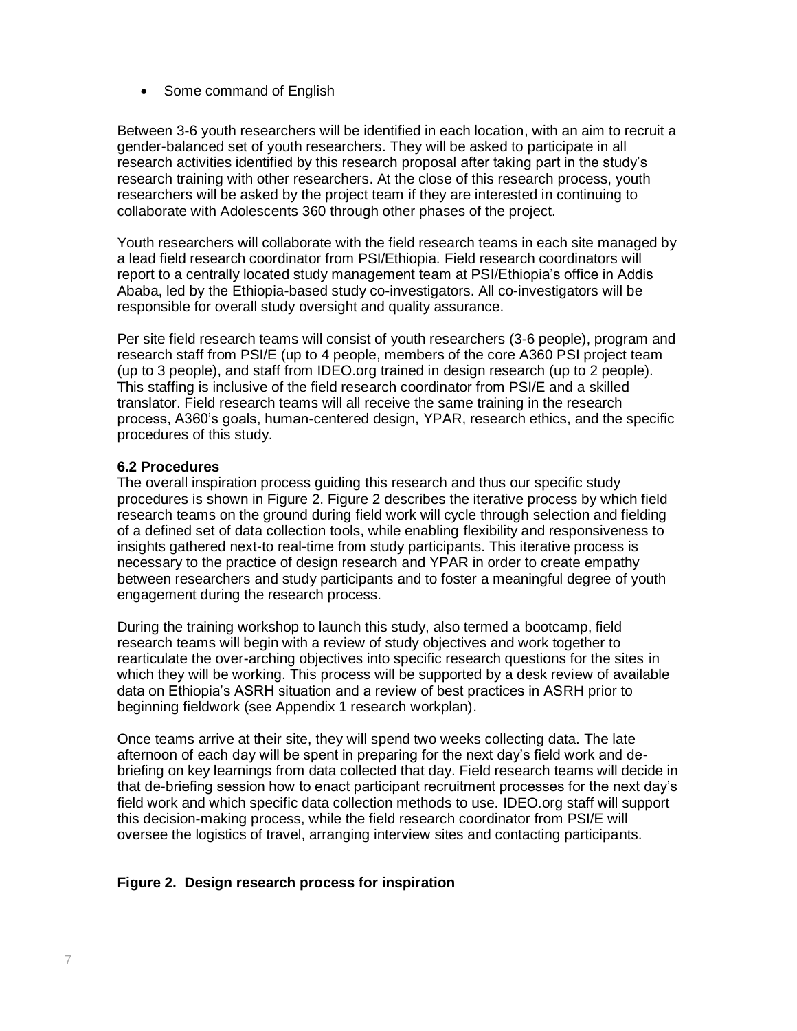- Some command of English

Between 3-6 youth researchers will be identified in each location, with an aim to recruit a gender-balanced set of youth researchers. They will be asked to participate in all research activities identified by this research proposal after taking part in the study's research training with other researchers. At the close of this research process, youth researchers will be asked by the project team if they are interested in continuing to collaborate with Adolescents 360 through other phases of the project.

Youth researchers will collaborate with the field research teams in each site managed by a lead field research coordinator from PSI/Ethiopia. Field research coordinators will report to a centrally located study management team at PSI/Ethiopia's office in Addis Ababa, led by the Ethiopia-based study co-investigators. All co-investigators will be responsible for overall study oversight and quality assurance.

Per site field research teams will consist of youth researchers (3-6 people), program and research staff from PSI/E (up to 4 people, members of the core A360 PSI project team (up to 3 people), and staff from IDEO.org trained in design research (up to 2 people). This staffing is inclusive of the field research coordinator from PSI/E and a skilled translator. Field research teams will all receive the same training in the research process, A360's goals, human-centered design, YPAR, research ethics, and the specific procedures of this study.

**6.2 Procedures**

The overall inspiration process guiding this research and thus our specific study procedures is shown in Figure 2. Figure 2 describes the iterative process by which field research teams on the ground during field work will cycle through selection and fielding of a defined set of data collection tools, while enabling flexibility and responsiveness to insights gathered next-to real-time from study participants. This iterative process is necessary to the practice of design research and YPAR in order to create empathy between researchers and study participants and to foster a meaningful degree of youth engagement during the research process.

During the training workshop to launch this study, also termed a bootcamp, field research teams will begin with a review of study objectives and work together to rearticulate the over-arching objectives into specific research questions for the sites in which they will be working. This process will be supported by a desk review of available data on Ethiopia's ASRH situation and a review of best practices in ASRH prior to beginning fieldwork (see Appendix 1 research workplan).

Once teams arrive at their site, they will spend two weeks collecting data. The late afternoon of each day will be spent in preparing for the next day's field work and de-briefing on key learnings from data collected that day. Field research teams will decide in that de-briefing session how to enact participant recruitment processes for the next day's field work and which specific data collection methods to use. IDEO.org staff will support this decision-making process, while the field research coordinator from PSI/E will oversee the logistics of travel, arranging interview sites and contacting participants.

**Figure 2. Design research process for inspiration**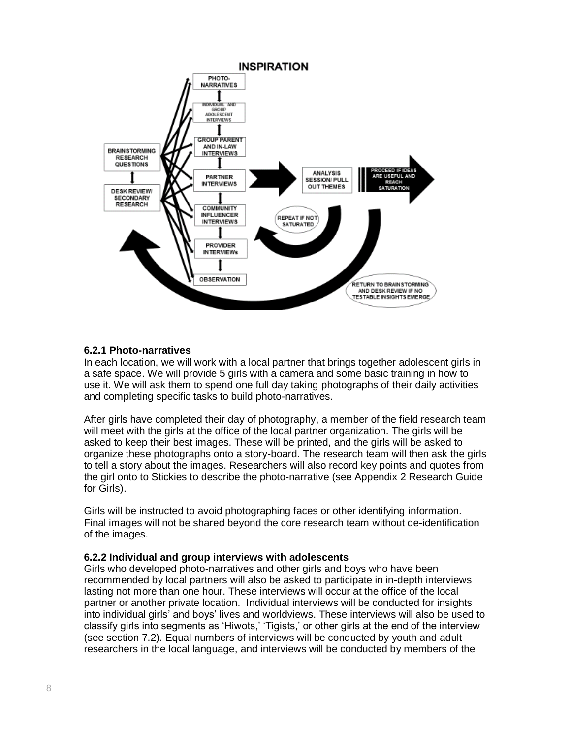#### 6.2.1 Photo-narratives

In each location, we will work with a local partner that brings together adolescent girls in a safe space. We will provide 5 girls with a camera and some basic training in how to use it. We will ask them to spend one full day taking photographs of their daily activities and completing specific tasks to build photo-narratives.

After girls have completed their day of photography, a member of the field research team will meet with the girls at the office of the local partner organization. The girls will be asked to keep their best images. These will be printed, and the girls will be asked to organize these photographs onto a story-board. The research team will then ask the girls to tell a story about the images. Researchers will also record key points and quotes from the girl onto to Stickies to describe the photo-narrative (see Appendix 2 Research Guide for Girls).

Girls will be instructed to avoid photographing faces or other identifying information. Final images will not be shared beyond the core research team without de-identification of the images.

#### 6.2.2 Individual and group interviews with adolescents

Girls who developed photo-narratives and other girls and boys who have been recommended by local partners will also be asked to participate in in-depth interviews lasting not more than one hour. These interviews will occur at the office of the local partner or another private location. Individual interviews will be conducted for insights into individual girls' and boys' lives and worldviews. These interviews will also be used to classify girls into segments as 'Hiwots,' 'Tigists,' or other girls at the end of the interview (see section 7.2). Equal numbers of interviews will be conducted by youth and adult researchers in the local language, and interviews will be conducted by members of the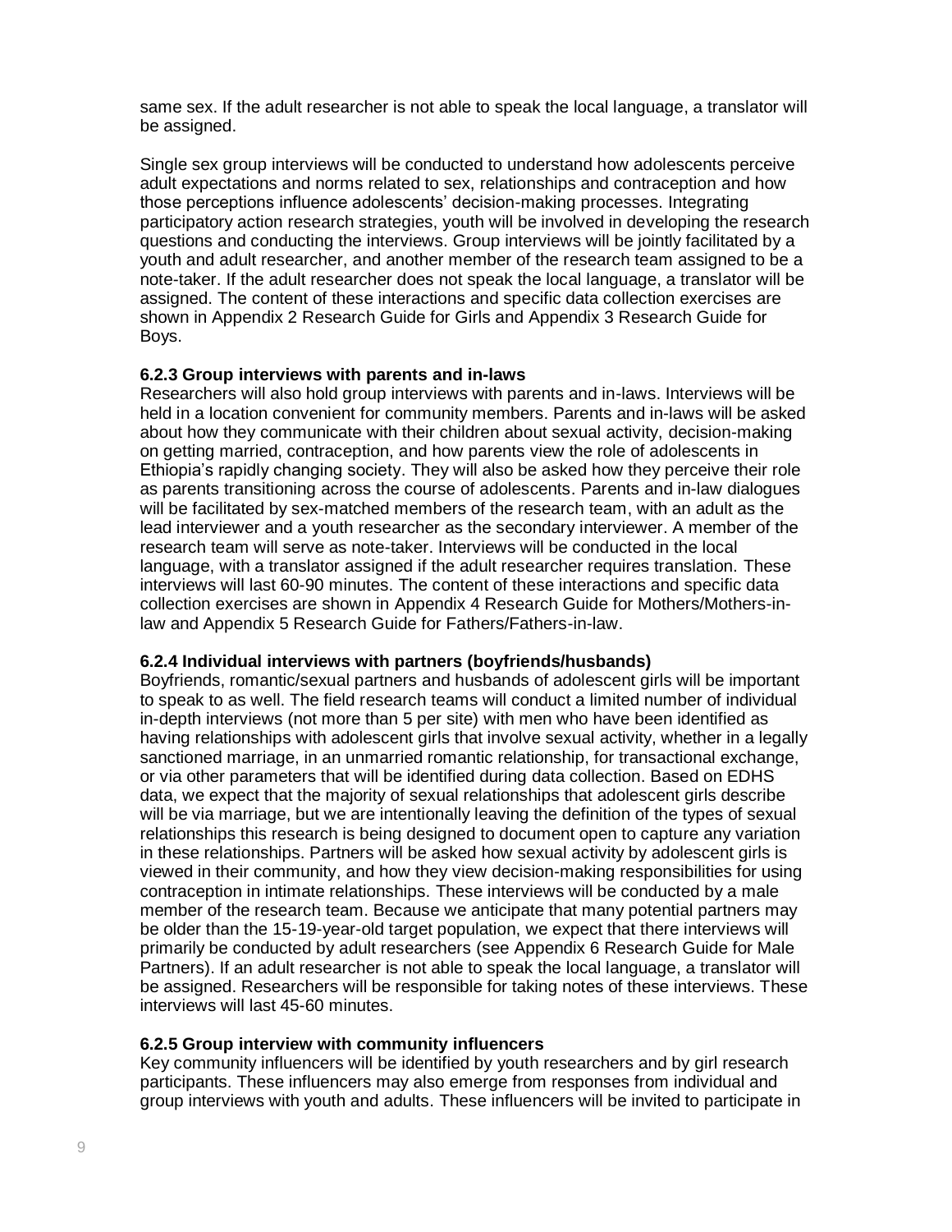same sex. If the adult researcher is not able to speak the local language, a translator will be assigned.

Single sex group interviews will be conducted to understand how adolescents perceive adult expectations and norms related to sex, relationships and contraception and how those perceptions influence adolescents' decision-making processes. Integrating participatory action research strategies, youth will be involved in developing the research questions and conducting the interviews. Group interviews will be jointly facilitated by a youth and adult researcher, and another member of the research team assigned to be a note-taker. If the adult researcher does not speak the local language, a translator will be assigned. The content of these interactions and specific data collection exercises are shown in Appendix 2 Research Guide for Girls and Appendix 3 Research Guide for Boys.

**6.2.3 Group interviews with parents and in-laws**

Researchers will also hold group interviews with parents and in-laws. Interviews will be held in a location convenient for community members. Parents and in-laws will be asked about how they communicate with their children about sexual activity, decision-making on getting married, contraception, and how parents view the role of adolescents in Ethiopia's rapidly changing society. They will also be asked how they perceive their role as parents transitioning across the course of adolescents. Parents and in-law dialogues will be facilitated by sex-matched members of the research team, with an adult as the lead interviewer and a youth researcher as the secondary interviewer. A member of the research team will serve as note-taker. Interviews will be conducted in the local language, with a translator assigned if the adult researcher requires translation. These interviews will last 60-90 minutes. The content of these interactions and specific data collection exercises are shown in Appendix 4 Research Guide for Mothers/Mothers-in-law and Appendix 5 Research Guide for Fathers/Fathers-in-law.

**6.2.4 Individual interviews with partners (boyfriends/husbands)**

Boyfriends, romantic/sexual partners and husbands of adolescent girls will be important to speak to as well. The field research teams will conduct a limited number of individual in-depth interviews (not more than 5 per site) with men who have been identified as having relationships with adolescent girls that involve sexual activity, whether in a legally sanctioned marriage, in an unmarried romantic relationship, for transactional exchange, or via other parameters that will be identified during data collection. Based on EDHS data, we expect that the majority of sexual relationships that adolescent girls describe will be via marriage, but we are intentionally leaving the definition of the types of sexual relationships this research is being designed to document open to capture any variation in these relationships. Partners will be asked how sexual activity by adolescent girls is viewed in their community, and how they view decision-making responsibilities for using contraception in intimate relationships. These interviews will be conducted by a male member of the research team. Because we anticipate that many potential partners may be older than the 15-19-year-old target population, we expect that there interviews will primarily be conducted by adult researchers (see Appendix 6 Research Guide for Male Partners). If an adult researcher is not able to speak the local language, a translator will be assigned. Researchers will be responsible for taking notes of these interviews. These interviews will last 45-60 minutes.

**6.2.5 Group interview with community influencers**

Key community influencers will be identified by youth researchers and by girl research participants. These influencers may also emerge from responses from individual and group interviews with youth and adults. These influencers will be invited to participate in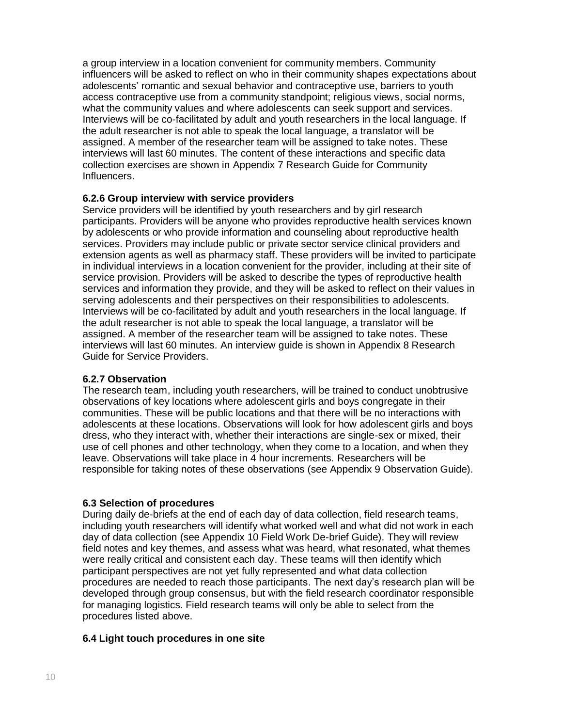a group interview in a location convenient for community members. Community influencers will be asked to reflect on who in their community shapes expectations about adolescents' romantic and sexual behavior and contraceptive use, barriers to youth access contraceptive use from a community standpoint; religious views, social norms, what the community values and where adolescents can seek support and services. Interviews will be co-facilitated by adult and youth researchers in the local language. If the adult researcher is not able to speak the local language, a translator will be assigned. A member of the researcher team will be assigned to take notes. These interviews will last 60 minutes. The content of these interactions and specific data collection exercises are shown in Appendix 7 Research Guide for Community Influencers.

#### 6.2.6 Group interview with service providers

Service providers will be identified by youth researchers and by girl research participants. Providers will be anyone who provides reproductive health services known by adolescents or who provide information and counseling about reproductive health services. Providers may include public or private sector service clinical providers and extension agents as well as pharmacy staff. These providers will be invited to participate in individual interviews in a location convenient for the provider, including at their site of service provision. Providers will be asked to describe the types of reproductive health services and information they provide, and they will be asked to reflect on their values in serving adolescents and their perspectives on their responsibilities to adolescents. Interviews will be co-facilitated by adult and youth researchers in the local language. If the adult researcher is not able to speak the local language, a translator will be assigned. A member of the researcher team will be assigned to take notes. These interviews will last 60 minutes. An interview guide is shown in Appendix 8 Research Guide for Service Providers.

#### 6.2.7 Observation

The research team, including youth researchers, will be trained to conduct unobtrusive observations of key locations where adolescent girls and boys congregate in their communities. These will be public locations and that there will be no interactions with adolescents at these locations. Observations will look for how adolescent girls and boys dress, who they interact with, whether their interactions are single-sex or mixed, their use of cell phones and other technology, when they come to a location, and when they leave. Observations will take place in 4 hour increments. Researchers will be responsible for taking notes of these observations (see Appendix 9 Observation Guide).

### 6.3 Selection of procedures

During daily de-briefs at the end of each day of data collection, field research teams, including youth researchers will identify what worked well and what did not work in each day of data collection (see Appendix 10 Field Work De-brief Guide). They will review field notes and key themes, and assess what was heard, what resonated, what themes were really critical and consistent each day. These teams will then identify which participant perspectives are not yet fully represented and what data collection procedures are needed to reach those participants. The next day's research plan will be developed through group consensus, but with the field research coordinator responsible for managing logistics. Field research teams will only be able to select from the procedures listed above.

### 6.4 Light touch procedures in one site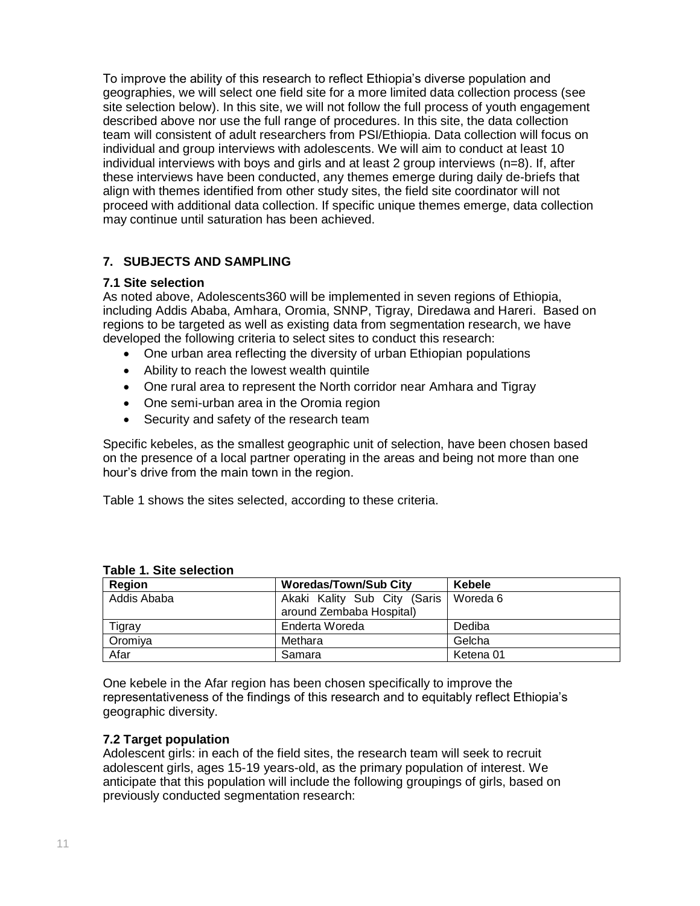To improve the ability of this research to reflect Ethiopia's diverse population and geographies, we will select one field site for a more limited data collection process (see site selection below). In this site, we will not follow the full process of youth engagement described above nor use the full range of procedures. In this site, the data collection team will consistent of adult researchers from PSI/Ethiopia. Data collection will focus on individual and group interviews with adolescents. We will aim to conduct at least 10 individual interviews with boys and girls and at least 2 group interviews (n=8). If, after these interviews have been conducted, any themes emerge during daily de-briefs that align with themes identified from other study sites, the field site coordinator will not proceed with additional data collection. If specific unique themes emerge, data collection may continue until saturation has been achieved.

## 7. SUBJECTS AND SAMPLING

### 7.1 Site selection

As noted above, Adolescents360 will be implemented in seven regions of Ethiopia, including Addis Ababa, Amhara, Oromia, SNNP, Tigray, Diredawa and Hareri. Based on regions to be targeted as well as existing data from segmentation research, we have developed the following criteria to select sites to conduct this research:

- One urban area reflecting the diversity of urban Ethiopian populations
- Ability to reach the lowest wealth quintile
- One rural area to represent the North corridor near Amhara and Tigray
- One semi-urban area in the Oromia region
- Security and safety of the research team

Specific kebeles, as the smallest geographic unit of selection, have been chosen based on the presence of a local partner operating in the areas and being not more than one hour's drive from the main town in the region.

Table 1 shows the sites selected, according to these criteria.

**Table 1. Site selection**

| Region | Woredas/Town/Sub City | Kebele |
|---|---|---|
| Addis Ababa | Akaki Kality Sub City (Saris around Zembaba Hospital) | Woreda 6 |
| Tigray | Enderta Woreda | Dediba |
| Oromiya | Methara | Gelcha |
| Afar | Samara | Ketena 01 |

One kebele in the Afar region has been chosen specifically to improve the representativeness of the findings of this research and to equitably reflect Ethiopia's geographic diversity.

### 7.2 Target population

Adolescent girls: in each of the field sites, the research team will seek to recruit adolescent girls, ages 15-19 years-old, as the primary population of interest. We anticipate that this population will include the following groupings of girls, based on previously conducted segmentation research: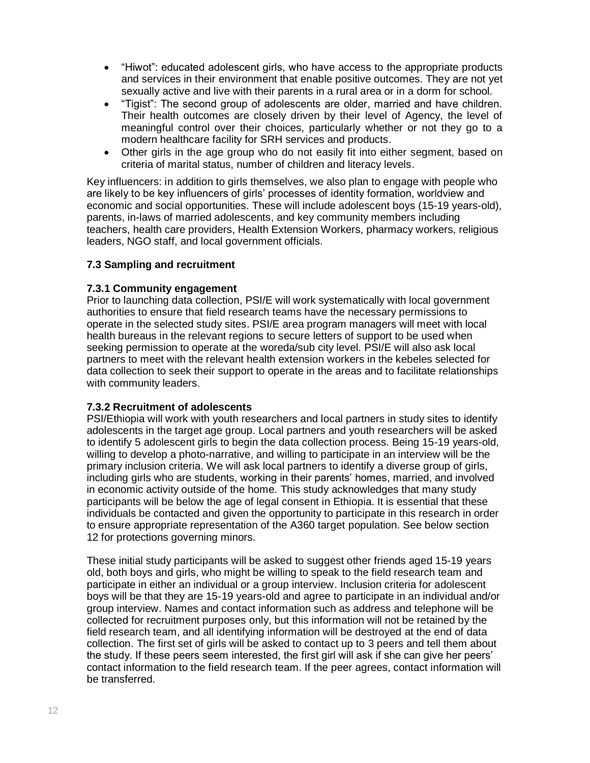- "Hiwot": educated adolescent girls, who have access to the appropriate products and services in their environment that enable positive outcomes. They are not yet sexually active and live with their parents in a rural area or in a dorm for school.
- "Tigist": The second group of adolescents are older, married and have children. Their health outcomes are closely driven by their level of Agency, the level of meaningful control over their choices, particularly whether or not they go to a modern healthcare facility for SRH services and products.
- Other girls in the age group who do not easily fit into either segment, based on criteria of marital status, number of children and literacy levels.

Key influencers: in addition to girls themselves, we also plan to engage with people who are likely to be key influencers of girls' processes of identity formation, worldview and economic and social opportunities. These will include adolescent boys (15-19 years-old), parents, in-laws of married adolescents, and key community members including teachers, health care providers, Health Extension Workers, pharmacy workers, religious leaders, NGO staff, and local government officials.

### 7.3 Sampling and recruitment

#### 7.3.1 Community engagement

Prior to launching data collection, PSI/E will work systematically with local government authorities to ensure that field research teams have the necessary permissions to operate in the selected study sites. PSI/E area program managers will meet with local health bureaus in the relevant regions to secure letters of support to be used when seeking permission to operate at the woreda/sub city level. PSI/E will also ask local partners to meet with the relevant health extension workers in the kebeles selected for data collection to seek their support to operate in the areas and to facilitate relationships with community leaders.

#### 7.3.2 Recruitment of adolescents

PSI/Ethiopia will work with youth researchers and local partners in study sites to identify adolescents in the target age group. Local partners and youth researchers will be asked to identify 5 adolescent girls to begin the data collection process. Being 15-19 years-old, willing to develop a photo-narrative, and willing to participate in an interview will be the primary inclusion criteria. We will ask local partners to identify a diverse group of girls, including girls who are students, working in their parents' homes, married, and involved in economic activity outside of the home. This study acknowledges that many study participants will be below the age of legal consent in Ethiopia. It is essential that these individuals be contacted and given the opportunity to participate in this research in order to ensure appropriate representation of the A360 target population. See below section 12 for protections governing minors.

These initial study participants will be asked to suggest other friends aged 15-19 years old, both boys and girls, who might be willing to speak to the field research team and participate in either an individual or a group interview. Inclusion criteria for adolescent boys will be that they are 15-19 years-old and agree to participate in an individual and/or group interview. Names and contact information such as address and telephone will be collected for recruitment purposes only, but this information will not be retained by the field research team, and all identifying information will be destroyed at the end of data collection. The first set of girls will be asked to contact up to 3 peers and tell them about the study. If these peers seem interested, the first girl will ask if she can give her peers' contact information to the field research team. If the peer agrees, contact information will be transferred.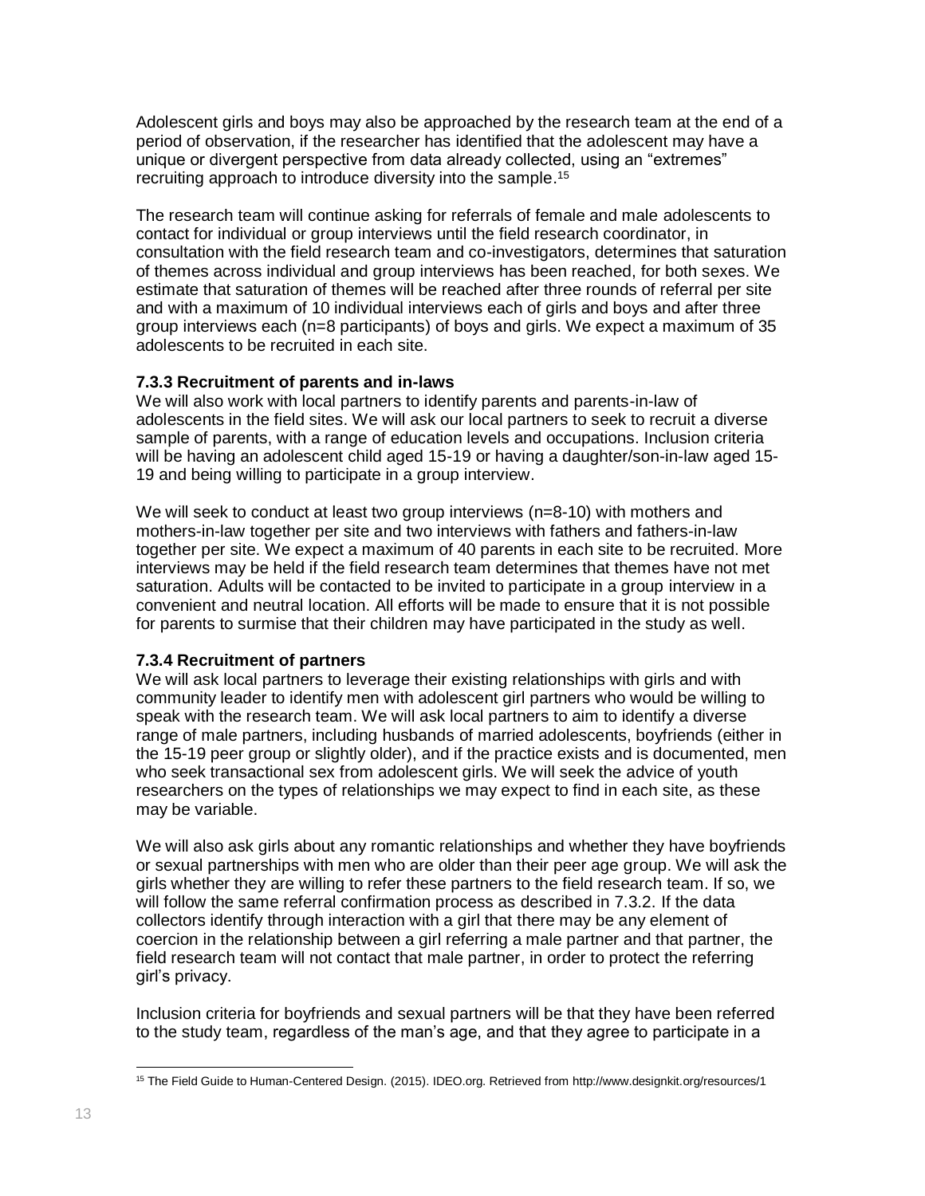Adolescent girls and boys may also be approached by the research team at the end of a period of observation, if the researcher has identified that the adolescent may have a unique or divergent perspective from data already collected, using an "extremes" recruiting approach to introduce diversity into the sample.[15]

The research team will continue asking for referrals of female and male adolescents to contact for individual or group interviews until the field research coordinator, in consultation with the field research team and co-investigators, determines that saturation of themes across individual and group interviews has been reached, for both sexes. We estimate that saturation of themes will be reached after three rounds of referral per site and with a maximum of 10 individual interviews each of girls and boys and after three group interviews each (n=8 participants) of boys and girls. We expect a maximum of 35 adolescents to be recruited in each site.

### 7.3.3 Recruitment of parents and in-laws

We will also work with local partners to identify parents and parents-in-law of adolescents in the field sites. We will ask our local partners to seek to recruit a diverse sample of parents, with a range of education levels and occupations. Inclusion criteria will be having an adolescent child aged 15-19 or having a daughter/son-in-law aged 15-19 and being willing to participate in a group interview.

We will seek to conduct at least two group interviews (n=8-10) with mothers and mothers-in-law together per site and two interviews with fathers and fathers-in-law together per site. We expect a maximum of 40 parents in each site to be recruited. More interviews may be held if the field research team determines that themes have not met saturation. Adults will be contacted to be invited to participate in a group interview in a convenient and neutral location. All efforts will be made to ensure that it is not possible for parents to surmise that their children may have participated in the study as well.

### 7.3.4 Recruitment of partners

We will ask local partners to leverage their existing relationships with girls and with community leader to identify men with adolescent girl partners who would be willing to speak with the research team. We will ask local partners to aim to identify a diverse range of male partners, including husbands of married adolescents, boyfriends (either in the 15-19 peer group or slightly older), and if the practice exists and is documented, men who seek transactional sex from adolescent girls. We will seek the advice of youth researchers on the types of relationships we may expect to find in each site, as these may be variable.

We will also ask girls about any romantic relationships and whether they have boyfriends or sexual partnerships with men who are older than their peer age group. We will ask the girls whether they are willing to refer these partners to the field research team. If so, we will follow the same referral confirmation process as described in 7.3.2. If the data collectors identify through interaction with a girl that there may be any element of coercion in the relationship between a girl referring a male partner and that partner, the field research team will not contact that male partner, in order to protect the referring girl's privacy.

Inclusion criteria for boyfriends and sexual partners will be that they have been referred to the study team, regardless of the man's age, and that they agree to participate in a

---

[15] The Field Guide to Human-Centered Design. (2015). IDEO.org. Retrieved from http://www.designkit.org/resources/1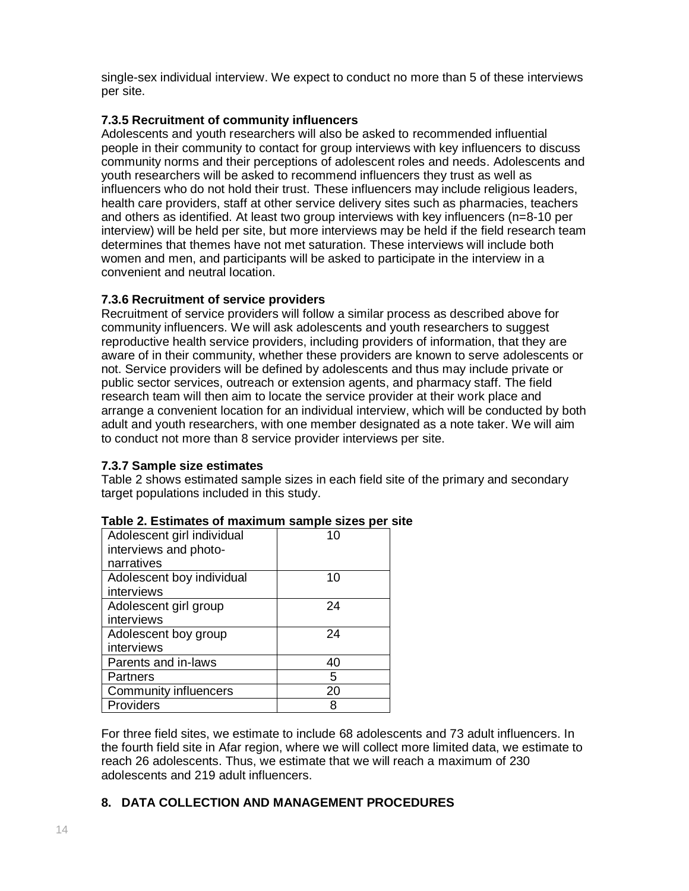single-sex individual interview. We expect to conduct no more than 5 of these interviews per site.

### 7.3.5 Recruitment of community influencers

Adolescents and youth researchers will also be asked to recommended influential people in their community to contact for group interviews with key influencers to discuss community norms and their perceptions of adolescent roles and needs. Adolescents and youth researchers will be asked to recommend influencers they trust as well as influencers who do not hold their trust. These influencers may include religious leaders, health care providers, staff at other service delivery sites such as pharmacies, teachers and others as identified. At least two group interviews with key influencers (n=8-10 per interview) will be held per site, but more interviews may be held if the field research team determines that themes have not met saturation. These interviews will include both women and men, and participants will be asked to participate in the interview in a convenient and neutral location.

### 7.3.6 Recruitment of service providers

Recruitment of service providers will follow a similar process as described above for community influencers. We will ask adolescents and youth researchers to suggest reproductive health service providers, including providers of information, that they are aware of in their community, whether these providers are known to serve adolescents or not. Service providers will be defined by adolescents and thus may include private or public sector services, outreach or extension agents, and pharmacy staff. The field research team will then aim to locate the service provider at their work place and arrange a convenient location for an individual interview, which will be conducted by both adult and youth researchers, with one member designated as a note taker. We will aim to conduct not more than 8 service provider interviews per site.

### 7.3.7 Sample size estimates

Table 2 shows estimated sample sizes in each field site of the primary and secondary target populations included in this study.

**Table 2. Estimates of maximum sample sizes per site**

| | |
|---|---|
| Adolescent girl individual interviews and photo-narratives | 10 |
| Adolescent boy individual interviews | 10 |
| Adolescent girl group interviews | 24 |
| Adolescent boy group interviews | 24 |
| Parents and in-laws | 40 |
| Partners | 5 |
| Community influencers | 20 |
| Providers | 8 |

For three field sites, we estimate to include 68 adolescents and 73 adult influencers. In the fourth field site in Afar region, where we will collect more limited data, we estimate to reach 26 adolescents. Thus, we estimate that we will reach a maximum of 230 adolescents and 219 adult influencers.

## 8. DATA COLLECTION AND MANAGEMENT PROCEDURES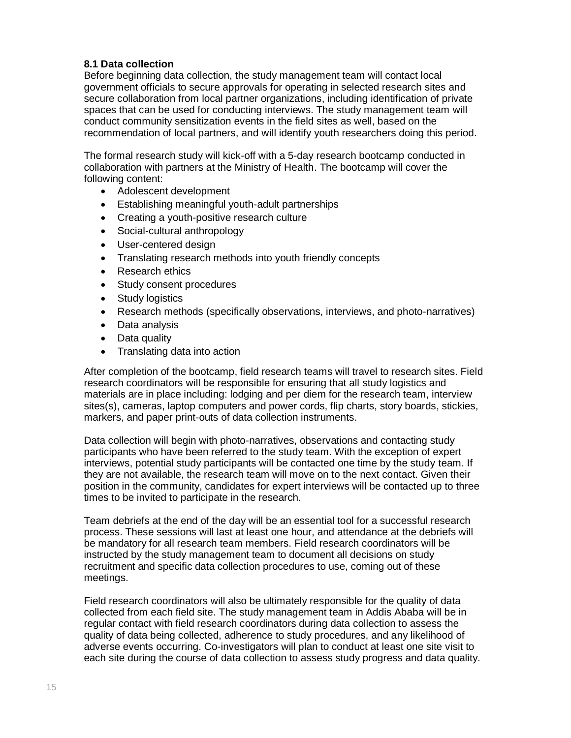### 8.1 Data collection

Before beginning data collection, the study management team will contact local government officials to secure approvals for operating in selected research sites and secure collaboration from local partner organizations, including identification of private spaces that can be used for conducting interviews. The study management team will conduct community sensitization events in the field sites as well, based on the recommendation of local partners, and will identify youth researchers doing this period.

The formal research study will kick-off with a 5-day research bootcamp conducted in collaboration with partners at the Ministry of Health. The bootcamp will cover the following content:

- Adolescent development
- Establishing meaningful youth-adult partnerships
- Creating a youth-positive research culture
- Social-cultural anthropology
- User-centered design
- Translating research methods into youth friendly concepts
- Research ethics
- Study consent procedures
- Study logistics
- Research methods (specifically observations, interviews, and photo-narratives)
- Data analysis
- Data quality
- Translating data into action

After completion of the bootcamp, field research teams will travel to research sites. Field research coordinators will be responsible for ensuring that all study logistics and materials are in place including: lodging and per diem for the research team, interview sites(s), cameras, laptop computers and power cords, flip charts, story boards, stickies, markers, and paper print-outs of data collection instruments.

Data collection will begin with photo-narratives, observations and contacting study participants who have been referred to the study team. With the exception of expert interviews, potential study participants will be contacted one time by the study team. If they are not available, the research team will move on to the next contact. Given their position in the community, candidates for expert interviews will be contacted up to three times to be invited to participate in the research.

Team debriefs at the end of the day will be an essential tool for a successful research process. These sessions will last at least one hour, and attendance at the debriefs will be mandatory for all research team members. Field research coordinators will be instructed by the study management team to document all decisions on study recruitment and specific data collection procedures to use, coming out of these meetings.

Field research coordinators will also be ultimately responsible for the quality of data collected from each field site. The study management team in Addis Ababa will be in regular contact with field research coordinators during data collection to assess the quality of data being collected, adherence to study procedures, and any likelihood of adverse events occurring. Co-investigators will plan to conduct at least one site visit to each site during the course of data collection to assess study progress and data quality.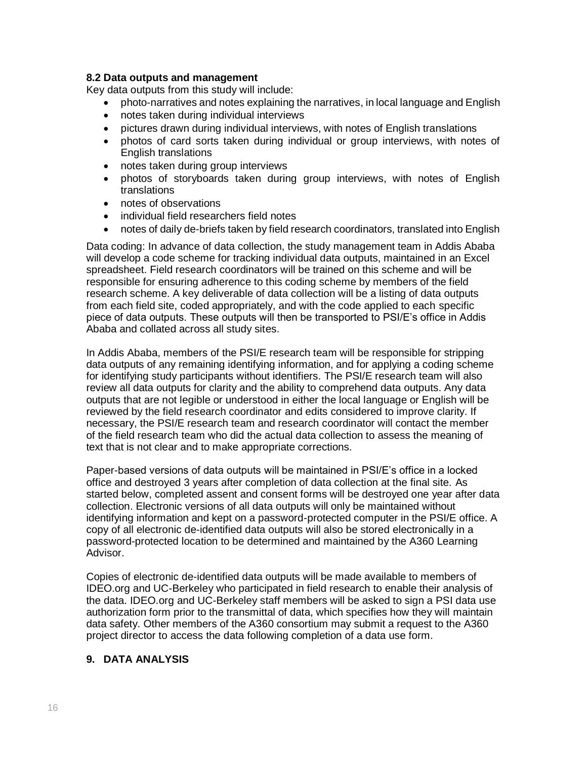### 8.2 Data outputs and management

Key data outputs from this study will include:

- photo-narratives and notes explaining the narratives, in local language and English
- notes taken during individual interviews
- pictures drawn during individual interviews, with notes of English translations
- photos of card sorts taken during individual or group interviews, with notes of English translations
- notes taken during group interviews
- photos of storyboards taken during group interviews, with notes of English translations
- notes of observations
- individual field researchers field notes
- notes of daily de-briefs taken by field research coordinators, translated into English

Data coding: In advance of data collection, the study management team in Addis Ababa will develop a code scheme for tracking individual data outputs, maintained in an Excel spreadsheet. Field research coordinators will be trained on this scheme and will be responsible for ensuring adherence to this coding scheme by members of the field research scheme. A key deliverable of data collection will be a listing of data outputs from each field site, coded appropriately, and with the code applied to each specific piece of data outputs. These outputs will then be transported to PSI/E's office in Addis Ababa and collated across all study sites.

In Addis Ababa, members of the PSI/E research team will be responsible for stripping data outputs of any remaining identifying information, and for applying a coding scheme for identifying study participants without identifiers. The PSI/E research team will also review all data outputs for clarity and the ability to comprehend data outputs. Any data outputs that are not legible or understood in either the local language or English will be reviewed by the field research coordinator and edits considered to improve clarity. If necessary, the PSI/E research team and research coordinator will contact the member of the field research team who did the actual data collection to assess the meaning of text that is not clear and to make appropriate corrections.

Paper-based versions of data outputs will be maintained in PSI/E's office in a locked office and destroyed 3 years after completion of data collection at the final site. As started below, completed assent and consent forms will be destroyed one year after data collection. Electronic versions of all data outputs will only be maintained without identifying information and kept on a password-protected computer in the PSI/E office. A copy of all electronic de-identified data outputs will also be stored electronically in a password-protected location to be determined and maintained by the A360 Learning Advisor.

Copies of electronic de-identified data outputs will be made available to members of IDEO.org and UC-Berkeley who participated in field research to enable their analysis of the data. IDEO.org and UC-Berkeley staff members will be asked to sign a PSI data use authorization form prior to the transmittal of data, which specifies how they will maintain data safety. Other members of the A360 consortium may submit a request to the A360 project director to access the data following completion of a data use form.

## 9. DATA ANALYSIS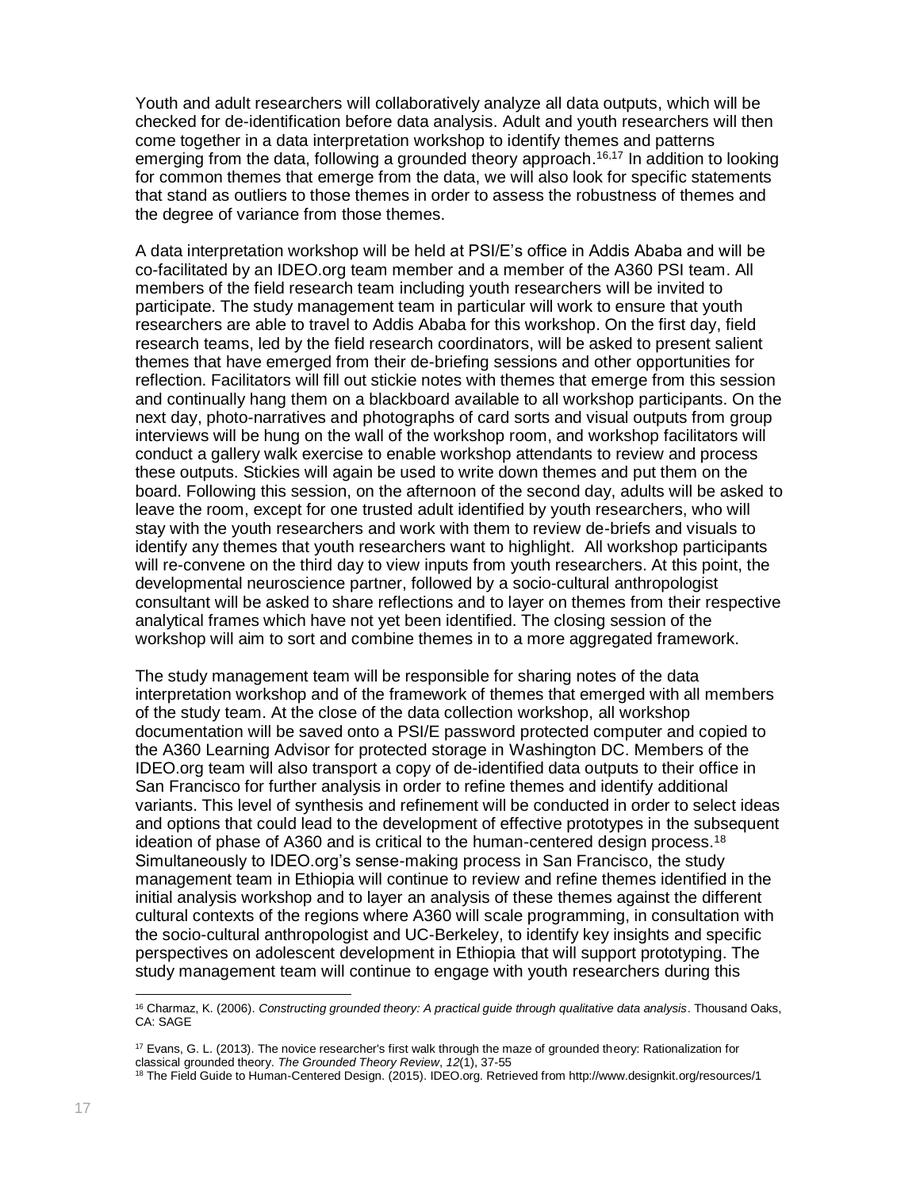Youth and adult researchers will collaboratively analyze all data outputs, which will be checked for de-identification before data analysis. Adult and youth researchers will then come together in a data interpretation workshop to identify themes and patterns emerging from the data, following a grounded theory approach.[16,17] In addition to looking for common themes that emerge from the data, we will also look for specific statements that stand as outliers to those themes in order to assess the robustness of themes and the degree of variance from those themes.

A data interpretation workshop will be held at PSI/E's office in Addis Ababa and will be co-facilitated by an IDEO.org team member and a member of the A360 PSI team. All members of the field research team including youth researchers will be invited to participate. The study management team in particular will work to ensure that youth researchers are able to travel to Addis Ababa for this workshop. On the first day, field research teams, led by the field research coordinators, will be asked to present salient themes that have emerged from their de-briefing sessions and other opportunities for reflection. Facilitators will fill out stickie notes with themes that emerge from this session and continually hang them on a blackboard available to all workshop participants. On the next day, photo-narratives and photographs of card sorts and visual outputs from group interviews will be hung on the wall of the workshop room, and workshop facilitators will conduct a gallery walk exercise to enable workshop attendants to review and process these outputs. Stickies will again be used to write down themes and put them on the board. Following this session, on the afternoon of the second day, adults will be asked to leave the room, except for one trusted adult identified by youth researchers, who will stay with the youth researchers and work with them to review de-briefs and visuals to identify any themes that youth researchers want to highlight. All workshop participants will re-convene on the third day to view inputs from youth researchers. At this point, the developmental neuroscience partner, followed by a socio-cultural anthropologist consultant will be asked to share reflections and to layer on themes from their respective analytical frames which have not yet been identified. The closing session of the workshop will aim to sort and combine themes in to a more aggregated framework.

The study management team will be responsible for sharing notes of the data interpretation workshop and of the framework of themes that emerged with all members of the study team. At the close of the data collection workshop, all workshop documentation will be saved onto a PSI/E password protected computer and copied to the A360 Learning Advisor for protected storage in Washington DC. Members of the IDEO.org team will also transport a copy of de-identified data outputs to their office in San Francisco for further analysis in order to refine themes and identify additional variants. This level of synthesis and refinement will be conducted in order to select ideas and options that could lead to the development of effective prototypes in the subsequent ideation of phase of A360 and is critical to the human-centered design process.[18] Simultaneously to IDEO.org's sense-making process in San Francisco, the study management team in Ethiopia will continue to review and refine themes identified in the initial analysis workshop and to layer an analysis of these themes against the different cultural contexts of the regions where A360 will scale programming, in consultation with the socio-cultural anthropologist and UC-Berkeley, to identify key insights and specific perspectives on adolescent development in Ethiopia that will support prototyping. The study management team will continue to engage with youth researchers during this

---

[16] Charmaz, K. (2006). *Constructing grounded theory: A practical guide through qualitative data analysis*. Thousand Oaks, CA: SAGE

[17] Evans, G. L. (2013). The novice researcher's first walk through the maze of grounded theory: Rationalization for classical grounded theory. *The Grounded Theory Review*, *12*(1), 37-55

[18] The Field Guide to Human-Centered Design. (2015). IDEO.org. Retrieved from http://www.designkit.org/resources/1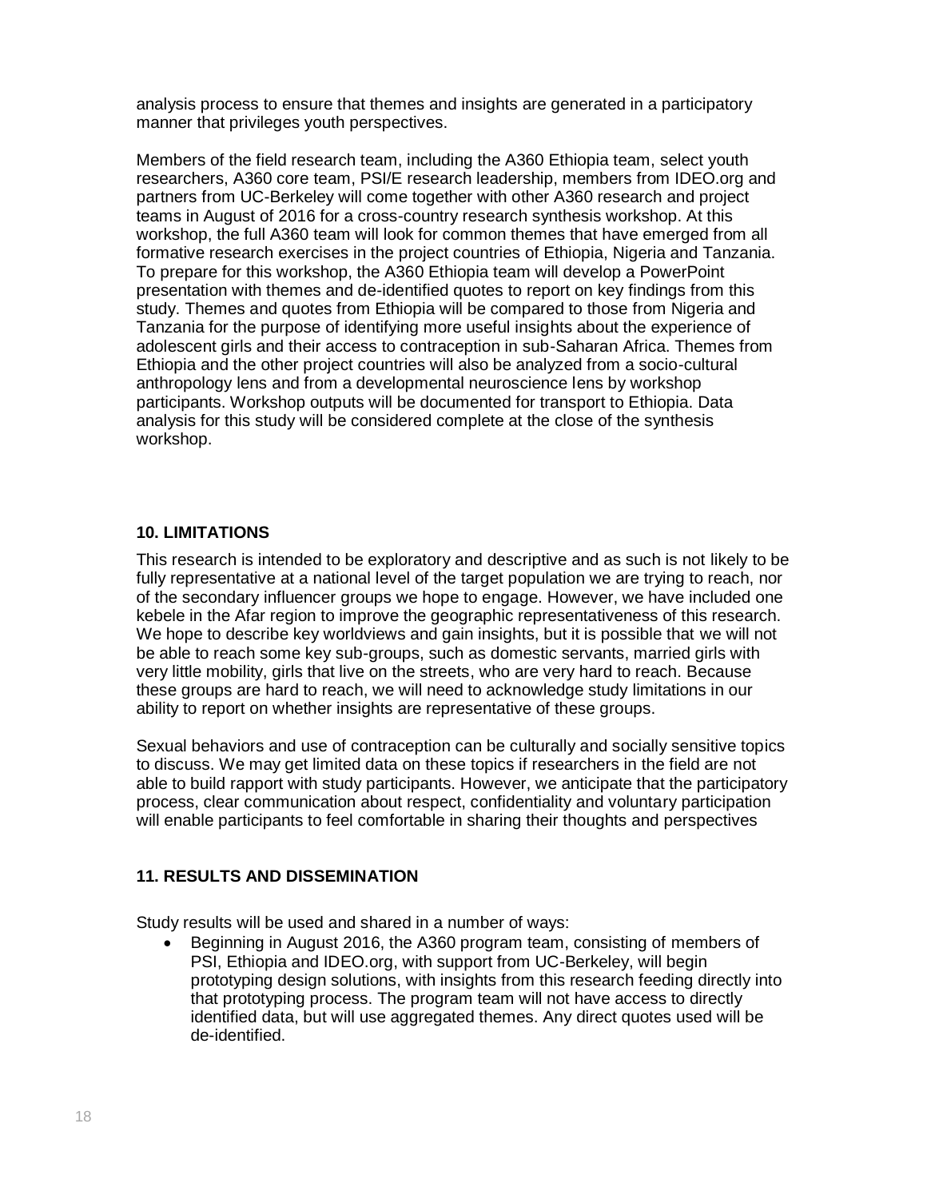analysis process to ensure that themes and insights are generated in a participatory manner that privileges youth perspectives.

Members of the field research team, including the A360 Ethiopia team, select youth researchers, A360 core team, PSI/E research leadership, members from IDEO.org and partners from UC-Berkeley will come together with other A360 research and project teams in August of 2016 for a cross-country research synthesis workshop. At this workshop, the full A360 team will look for common themes that have emerged from all formative research exercises in the project countries of Ethiopia, Nigeria and Tanzania. To prepare for this workshop, the A360 Ethiopia team will develop a PowerPoint presentation with themes and de-identified quotes to report on key findings from this study. Themes and quotes from Ethiopia will be compared to those from Nigeria and Tanzania for the purpose of identifying more useful insights about the experience of adolescent girls and their access to contraception in sub-Saharan Africa. Themes from Ethiopia and the other project countries will also be analyzed from a socio-cultural anthropology lens and from a developmental neuroscience lens by workshop participants. Workshop outputs will be documented for transport to Ethiopia. Data analysis for this study will be considered complete at the close of the synthesis workshop.

## 10. LIMITATIONS

This research is intended to be exploratory and descriptive and as such is not likely to be fully representative at a national level of the target population we are trying to reach, nor of the secondary influencer groups we hope to engage. However, we have included one kebele in the Afar region to improve the geographic representativeness of this research. We hope to describe key worldviews and gain insights, but it is possible that we will not be able to reach some key sub-groups, such as domestic servants, married girls with very little mobility, girls that live on the streets, who are very hard to reach. Because these groups are hard to reach, we will need to acknowledge study limitations in our ability to report on whether insights are representative of these groups.

Sexual behaviors and use of contraception can be culturally and socially sensitive topics to discuss. We may get limited data on these topics if researchers in the field are not able to build rapport with study participants. However, we anticipate that the participatory process, clear communication about respect, confidentiality and voluntary participation will enable participants to feel comfortable in sharing their thoughts and perspectives

## 11. RESULTS AND DISSEMINATION

Study results will be used and shared in a number of ways:

- Beginning in August 2016, the A360 program team, consisting of members of PSI, Ethiopia and IDEO.org, with support from UC-Berkeley, will begin prototyping design solutions, with insights from this research feeding directly into that prototyping process. The program team will not have access to directly identified data, but will use aggregated themes. Any direct quotes used will be de-identified.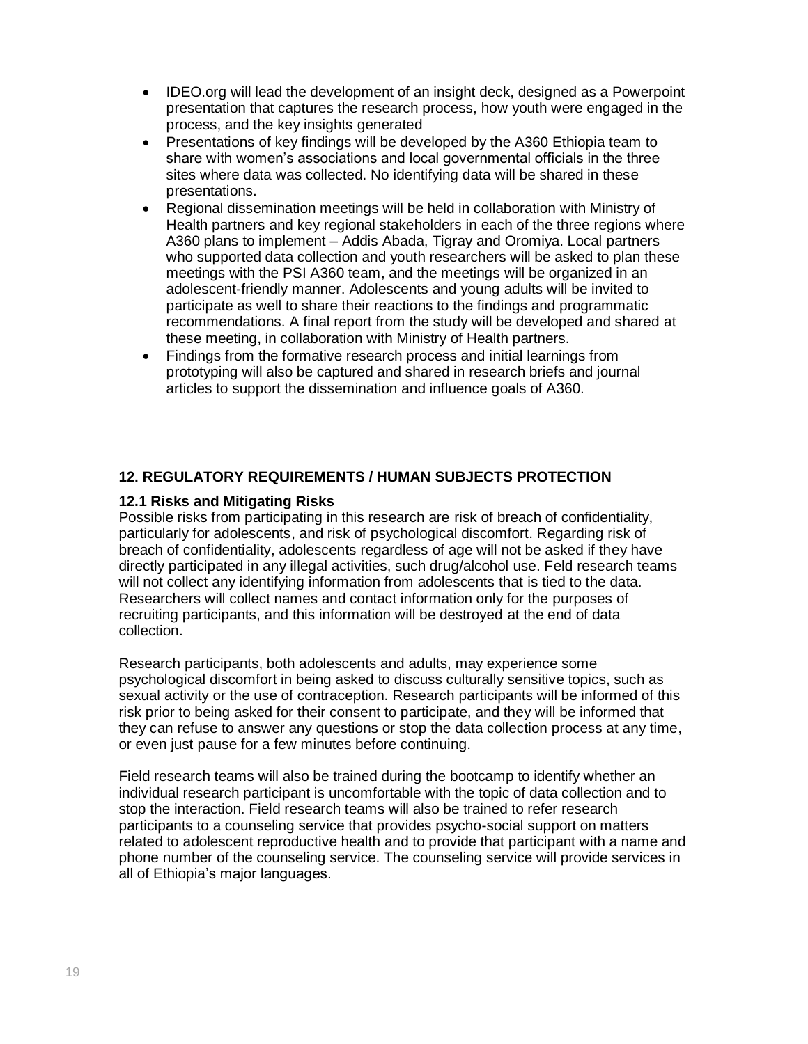- IDEO.org will lead the development of an insight deck, designed as a Powerpoint presentation that captures the research process, how youth were engaged in the process, and the key insights generated
- Presentations of key findings will be developed by the A360 Ethiopia team to share with women's associations and local governmental officials in the three sites where data was collected. No identifying data will be shared in these presentations.
- Regional dissemination meetings will be held in collaboration with Ministry of Health partners and key regional stakeholders in each of the three regions where A360 plans to implement – Addis Abada, Tigray and Oromiya. Local partners who supported data collection and youth researchers will be asked to plan these meetings with the PSI A360 team, and the meetings will be organized in an adolescent-friendly manner. Adolescents and young adults will be invited to participate as well to share their reactions to the findings and programmatic recommendations. A final report from the study will be developed and shared at these meeting, in collaboration with Ministry of Health partners.
- Findings from the formative research process and initial learnings from prototyping will also be captured and shared in research briefs and journal articles to support the dissemination and influence goals of A360.

## 12. REGULATORY REQUIREMENTS / HUMAN SUBJECTS PROTECTION

### 12.1 Risks and Mitigating Risks

Possible risks from participating in this research are risk of breach of confidentiality, particularly for adolescents, and risk of psychological discomfort. Regarding risk of breach of confidentiality, adolescents regardless of age will not be asked if they have directly participated in any illegal activities, such drug/alcohol use. Feld research teams will not collect any identifying information from adolescents that is tied to the data. Researchers will collect names and contact information only for the purposes of recruiting participants, and this information will be destroyed at the end of data collection.

Research participants, both adolescents and adults, may experience some psychological discomfort in being asked to discuss culturally sensitive topics, such as sexual activity or the use of contraception. Research participants will be informed of this risk prior to being asked for their consent to participate, and they will be informed that they can refuse to answer any questions or stop the data collection process at any time, or even just pause for a few minutes before continuing.

Field research teams will also be trained during the bootcamp to identify whether an individual research participant is uncomfortable with the topic of data collection and to stop the interaction. Field research teams will also be trained to refer research participants to a counseling service that provides psycho-social support on matters related to adolescent reproductive health and to provide that participant with a name and phone number of the counseling service. The counseling service will provide services in all of Ethiopia's major languages.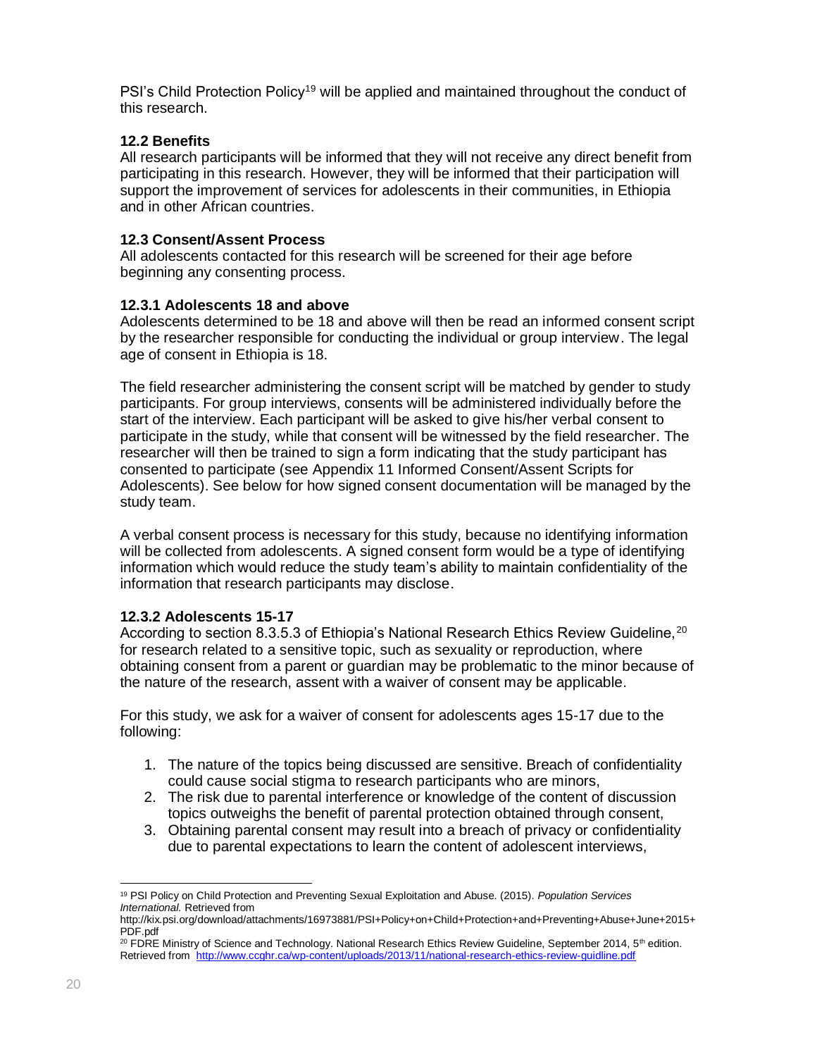PSI's Child Protection Policy[19] will be applied and maintained throughout the conduct of this research.

### 12.2 Benefits

All research participants will be informed that they will not receive any direct benefit from participating in this research. However, they will be informed that their participation will support the improvement of services for adolescents in their communities, in Ethiopia and in other African countries.

### 12.3 Consent/Assent Process

All adolescents contacted for this research will be screened for their age before beginning any consenting process.

#### 12.3.1 Adolescents 18 and above

Adolescents determined to be 18 and above will then be read an informed consent script by the researcher responsible for conducting the individual or group interview. The legal age of consent in Ethiopia is 18.

The field researcher administering the consent script will be matched by gender to study participants. For group interviews, consents will be administered individually before the start of the interview. Each participant will be asked to give his/her verbal consent to participate in the study, while that consent will be witnessed by the field researcher. The researcher will then be trained to sign a form indicating that the study participant has consented to participate (see Appendix 11 Informed Consent/Assent Scripts for Adolescents). See below for how signed consent documentation will be managed by the study team.

A verbal consent process is necessary for this study, because no identifying information will be collected from adolescents. A signed consent form would be a type of identifying information which would reduce the study team's ability to maintain confidentiality of the information that research participants may disclose.

#### 12.3.2 Adolescents 15-17

According to section 8.3.5.3 of Ethiopia's National Research Ethics Review Guideline,[20] for research related to a sensitive topic, such as sexuality or reproduction, where obtaining consent from a parent or guardian may be problematic to the minor because of the nature of the research, assent with a waiver of consent may be applicable.

For this study, we ask for a waiver of consent for adolescents ages 15-17 due to the following:

1. The nature of the topics being discussed are sensitive. Breach of confidentiality could cause social stigma to research participants who are minors,
2. The risk due to parental interference or knowledge of the content of discussion topics outweighs the benefit of parental protection obtained through consent,
3. Obtaining parental consent may result into a breach of privacy or confidentiality due to parental expectations to learn the content of adolescent interviews,

---

[19] PSI Policy on Child Protection and Preventing Sexual Exploitation and Abuse. (2015). *Population Services International.* Retrieved from http://kix.psi.org/download/attachments/16973881/PSI+Policy+on+Child+Protection+and+Preventing+Abuse+June+2015+PDF.pdf

[20] FDRE Ministry of Science and Technology. National Research Ethics Review Guideline, September 2014, 5th edition. Retrieved from http://www.ccghr.ca/wp-content/uploads/2013/11/national-research-ethics-review-guidline.pdf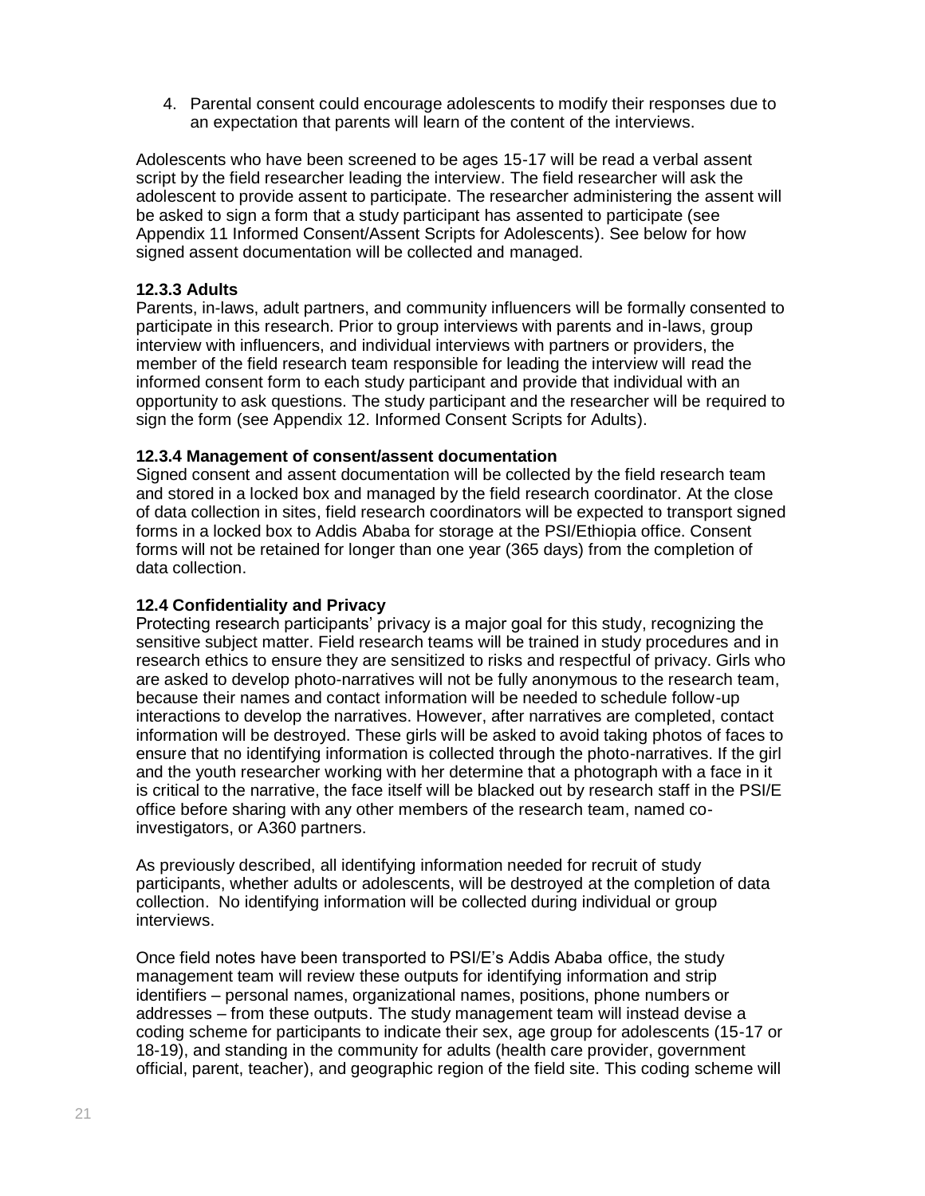4. Parental consent could encourage adolescents to modify their responses due to an expectation that parents will learn of the content of the interviews.

Adolescents who have been screened to be ages 15-17 will be read a verbal assent script by the field researcher leading the interview. The field researcher will ask the adolescent to provide assent to participate. The researcher administering the assent will be asked to sign a form that a study participant has assented to participate (see Appendix 11 Informed Consent/Assent Scripts for Adolescents). See below for how signed assent documentation will be collected and managed.

#### 12.3.3 Adults

Parents, in-laws, adult partners, and community influencers will be formally consented to participate in this research. Prior to group interviews with parents and in-laws, group interview with influencers, and individual interviews with partners or providers, the member of the field research team responsible for leading the interview will read the informed consent form to each study participant and provide that individual with an opportunity to ask questions. The study participant and the researcher will be required to sign the form (see Appendix 12. Informed Consent Scripts for Adults).

#### 12.3.4 Management of consent/assent documentation

Signed consent and assent documentation will be collected by the field research team and stored in a locked box and managed by the field research coordinator. At the close of data collection in sites, field research coordinators will be expected to transport signed forms in a locked box to Addis Ababa for storage at the PSI/Ethiopia office. Consent forms will not be retained for longer than one year (365 days) from the completion of data collection.

### 12.4 Confidentiality and Privacy

Protecting research participants' privacy is a major goal for this study, recognizing the sensitive subject matter. Field research teams will be trained in study procedures and in research ethics to ensure they are sensitized to risks and respectful of privacy. Girls who are asked to develop photo-narratives will not be fully anonymous to the research team, because their names and contact information will be needed to schedule follow-up interactions to develop the narratives. However, after narratives are completed, contact information will be destroyed. These girls will be asked to avoid taking photos of faces to ensure that no identifying information is collected through the photo-narratives. If the girl and the youth researcher working with her determine that a photograph with a face in it is critical to the narrative, the face itself will be blacked out by research staff in the PSI/E office before sharing with any other members of the research team, named co-investigators, or A360 partners.

As previously described, all identifying information needed for recruit of study participants, whether adults or adolescents, will be destroyed at the completion of data collection. No identifying information will be collected during individual or group interviews.

Once field notes have been transported to PSI/E's Addis Ababa office, the study management team will review these outputs for identifying information and strip identifiers – personal names, organizational names, positions, phone numbers or addresses – from these outputs. The study management team will instead devise a coding scheme for participants to indicate their sex, age group for adolescents (15-17 or 18-19), and standing in the community for adults (health care provider, government official, parent, teacher), and geographic region of the field site. This coding scheme will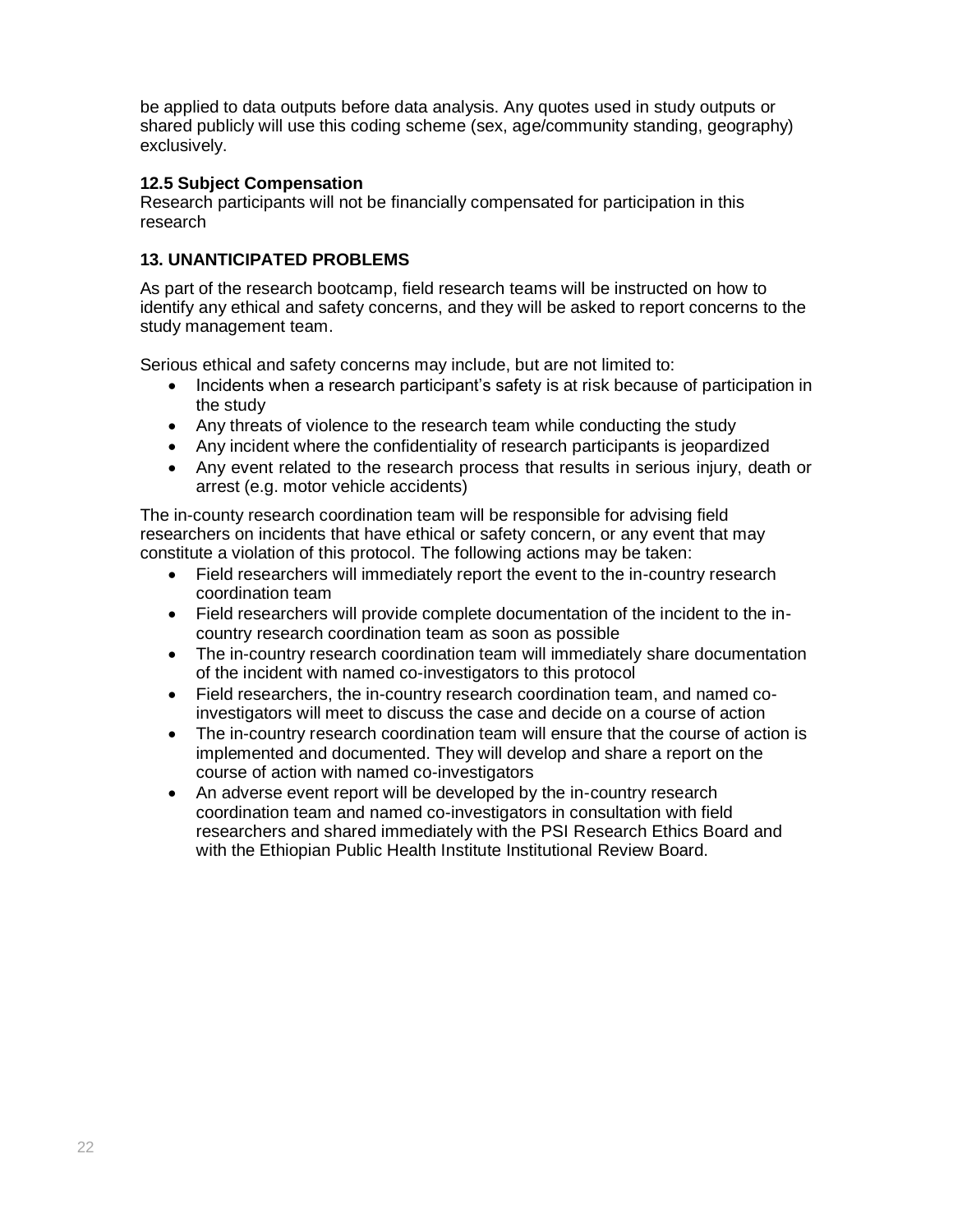be applied to data outputs before data analysis. Any quotes used in study outputs or shared publicly will use this coding scheme (sex, age/community standing, geography) exclusively.

### 12.5 Subject Compensation

Research participants will not be financially compensated for participation in this research

## 13. UNANTICIPATED PROBLEMS

As part of the research bootcamp, field research teams will be instructed on how to identify any ethical and safety concerns, and they will be asked to report concerns to the study management team.

Serious ethical and safety concerns may include, but are not limited to:

- Incidents when a research participant's safety is at risk because of participation in the study
- Any threats of violence to the research team while conducting the study
- Any incident where the confidentiality of research participants is jeopardized
- Any event related to the research process that results in serious injury, death or arrest (e.g. motor vehicle accidents)

The in-county research coordination team will be responsible for advising field researchers on incidents that have ethical or safety concern, or any event that may constitute a violation of this protocol. The following actions may be taken:

- Field researchers will immediately report the event to the in-country research coordination team
- Field researchers will provide complete documentation of the incident to the in-country research coordination team as soon as possible
- The in-country research coordination team will immediately share documentation of the incident with named co-investigators to this protocol
- Field researchers, the in-country research coordination team, and named co-investigators will meet to discuss the case and decide on a course of action
- The in-country research coordination team will ensure that the course of action is implemented and documented. They will develop and share a report on the course of action with named co-investigators
- An adverse event report will be developed by the in-country research coordination team and named co-investigators in consultation with field researchers and shared immediately with the PSI Research Ethics Board and with the Ethiopian Public Health Institute Institutional Review Board.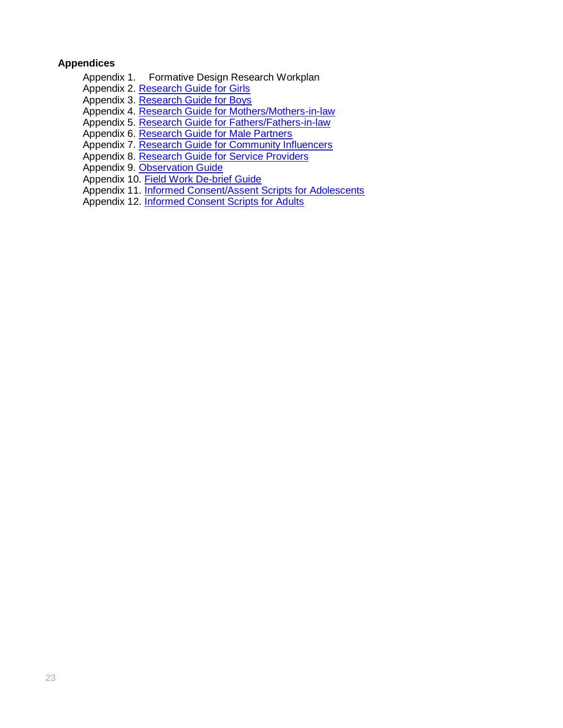**Appendices**

Appendix 1. Formative Design Research Workplan
Appendix 2. Research Guide for Girls
Appendix 3. Research Guide for Boys
Appendix 4. Research Guide for Mothers/Mothers-in-law
Appendix 5. Research Guide for Fathers/Fathers-in-law
Appendix 6. Research Guide for Male Partners
Appendix 7. Research Guide for Community Influencers
Appendix 8. Research Guide for Service Providers
Appendix 9. Observation Guide
Appendix 10. Field Work De-brief Guide
Appendix 11. Informed Consent/Assent Scripts for Adolescents
Appendix 12. Informed Consent Scripts for Adults